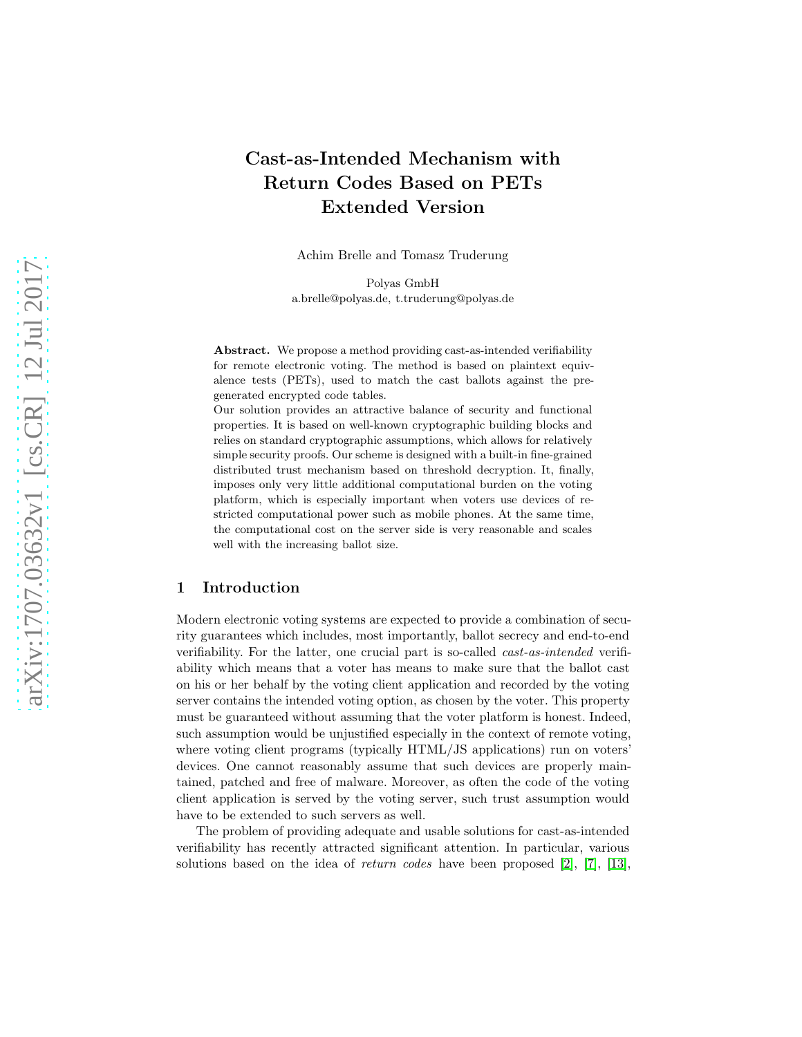# Cast-as-Intended Mechanism with Return Codes Based on PETs Extended Version

Achim Brelle and Tomasz Truderung

Polyas GmbH
a.brelle@polyas.de, t.truderung@polyas.de

**Abstract.** We propose a method providing cast-as-intended verifiability for remote electronic voting. The method is based on plaintext equivalence tests (PETs), used to match the cast ballots against the pregenerated encrypted code tables.

Our solution provides an attractive balance of security and functional properties. It is based on well-known cryptographic building blocks and relies on standard cryptographic assumptions, which allows for relatively simple security proofs. Our scheme is designed with a built-in fine-grained distributed trust mechanism based on threshold decryption. It, finally, imposes only very little additional computational burden on the voting platform, which is especially important when voters use devices of restricted computational power such as mobile phones. At the same time, the computational cost on the server side is very reasonable and scales well with the increasing ballot size.

## 1 Introduction

Modern electronic voting systems are expected to provide a combination of security guarantees which includes, most importantly, ballot secrecy and end-to-end verifiability. For the latter, one crucial part is so-called *cast-as-intended* verifiability which means that a voter has means to make sure that the ballot cast on his or her behalf by the voting client application and recorded by the voting server contains the intended voting option, as chosen by the voter. This property must be guaranteed without assuming that the voter platform is honest. Indeed, such assumption would be unjustified especially in the context of remote voting, where voting client programs (typically HTML/JS applications) run on voters' devices. One cannot reasonably assume that such devices are properly maintained, patched and free of malware. Moreover, as often the code of the voting client application is served by the voting server, such trust assumption would have to be extended to such servers as well.

The problem of providing adequate and usable solutions for cast-as-intended verifiability has recently attracted significant attention. In particular, various solutions based on the idea of *return codes* have been proposed [2], [7], [13],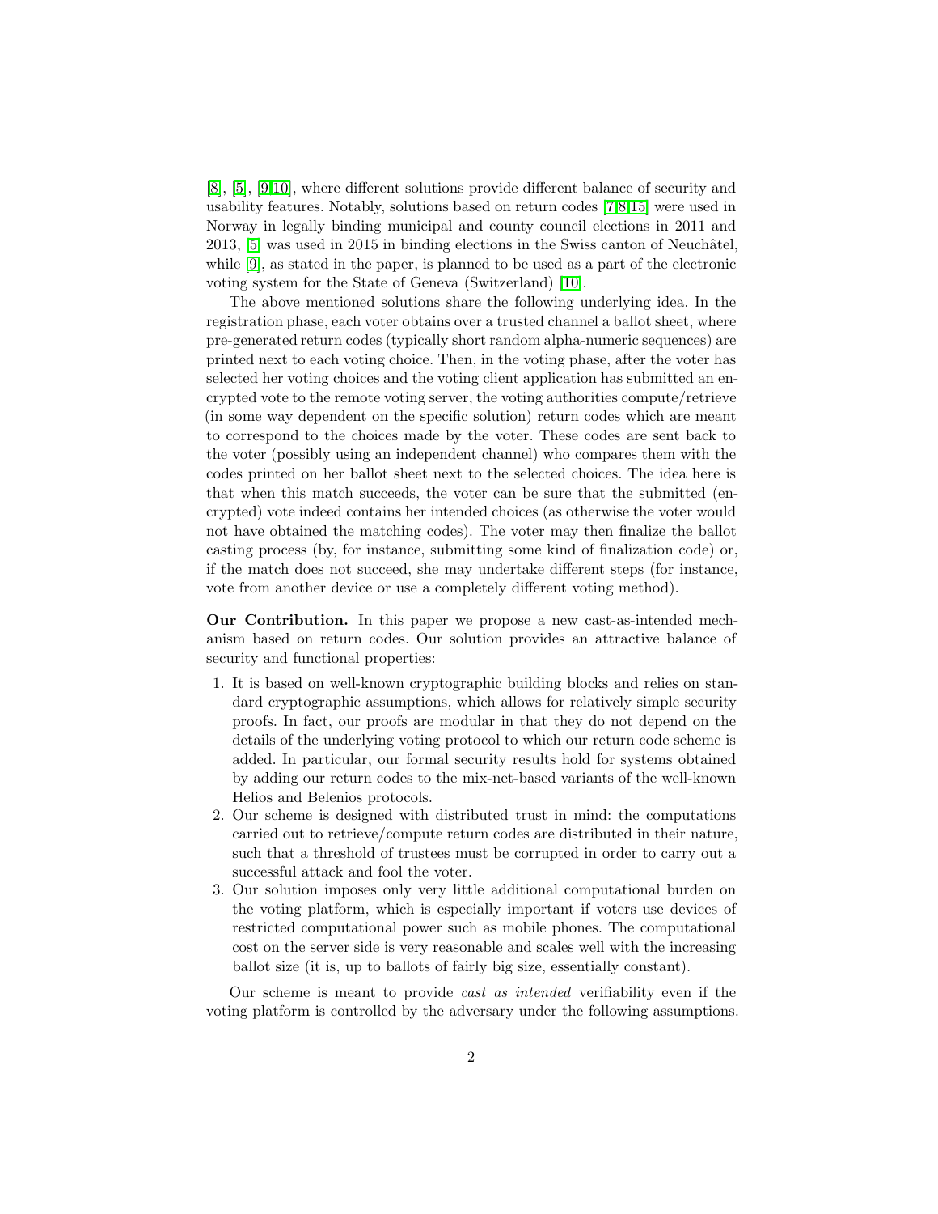[8], [5], [9,10], where different solutions provide different balance of security and usability features. Notably, solutions based on return codes [7,8,15] were used in Norway in legally binding municipal and county council elections in 2011 and 2013, [5] was used in 2015 in binding elections in the Swiss canton of Neuchâtel, while [9], as stated in the paper, is planned to be used as a part of the electronic voting system for the State of Geneva (Switzerland) [10].

The above mentioned solutions share the following underlying idea. In the registration phase, each voter obtains over a trusted channel a ballot sheet, where pre-generated return codes (typically short random alpha-numeric sequences) are printed next to each voting choice. Then, in the voting phase, after the voter has selected her voting choices and the voting client application has submitted an encrypted vote to the remote voting server, the voting authorities compute/retrieve (in some way dependent on the specific solution) return codes which are meant to correspond to the choices made by the voter. These codes are sent back to the voter (possibly using an independent channel) who compares them with the codes printed on her ballot sheet next to the selected choices. The idea here is that when this match succeeds, the voter can be sure that the submitted (encrypted) vote indeed contains her intended choices (as otherwise the voter would not have obtained the matching codes). The voter may then finalize the ballot casting process (by, for instance, submitting some kind of finalization code) or, if the match does not succeed, she may undertake different steps (for instance, vote from another device or use a completely different voting method).

**Our Contribution.** In this paper we propose a new cast-as-intended mechanism based on return codes. Our solution provides an attractive balance of security and functional properties:

1. It is based on well-known cryptographic building blocks and relies on standard cryptographic assumptions, which allows for relatively simple security proofs. In fact, our proofs are modular in that they do not depend on the details of the underlying voting protocol to which our return code scheme is added. In particular, our formal security results hold for systems obtained by adding our return codes to the mix-net-based variants of the well-known Helios and Belenios protocols.
2. Our scheme is designed with distributed trust in mind: the computations carried out to retrieve/compute return codes are distributed in their nature, such that a threshold of trustees must be corrupted in order to carry out a successful attack and fool the voter.
3. Our solution imposes only very little additional computational burden on the voting platform, which is especially important if voters use devices of restricted computational power such as mobile phones. The computational cost on the server side is very reasonable and scales well with the increasing ballot size (it is, up to ballots of fairly big size, essentially constant).

Our scheme is meant to provide *cast as intended* verifiability even if the voting platform is controlled by the adversary under the following assumptions.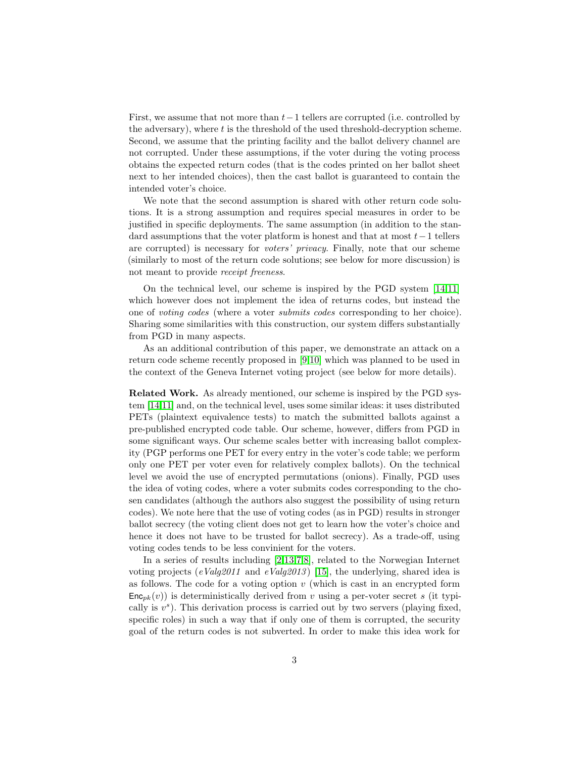First, we assume that not more than $t-1$ tellers are corrupted (i.e. controlled by the adversary), where $t$ is the threshold of the used threshold-decryption scheme. Second, we assume that the printing facility and the ballot delivery channel are not corrupted. Under these assumptions, if the voter during the voting process obtains the expected return codes (that is the codes printed on her ballot sheet next to her intended choices), then the cast ballot is guaranteed to contain the intended voter's choice.

We note that the second assumption is shared with other return code solutions. It is a strong assumption and requires special measures in order to be justified in specific deployments. The same assumption (in addition to the standard assumptions that the voter platform is honest and that at most $t-1$ tellers are corrupted) is necessary for *voters' privacy*. Finally, note that our scheme (similarly to most of the return code solutions; see below for more discussion) is not meant to provide *receipt freeness*.

On the technical level, our scheme is inspired by the PGD system [14,11] which however does not implement the idea of returns codes, but instead the one of *voting codes* (where a voter *submits codes* corresponding to her choice). Sharing some similarities with this construction, our system differs substantially from PGD in many aspects.

As an additional contribution of this paper, we demonstrate an attack on a return code scheme recently proposed in [9,10] which was planned to be used in the context of the Geneva Internet voting project (see below for more details).

**Related Work.** As already mentioned, our scheme is inspired by the PGD system [14,11] and, on the technical level, uses some similar ideas: it uses distributed PETs (plaintext equivalence tests) to match the submitted ballots against a pre-published encrypted code table. Our scheme, however, differs from PGD in some significant ways. Our scheme scales better with increasing ballot complexity (PGP performs one PET for every entry in the voter's code table; we perform only one PET per voter even for relatively complex ballots). On the technical level we avoid the use of encrypted permutations (onions). Finally, PGD uses the idea of voting codes, where a voter submits codes corresponding to the chosen candidates (although the authors also suggest the possibility of using return codes). We note here that the use of voting codes (as in PGD) results in stronger ballot secrecy (the voting client does not get to learn how the voter's choice and hence it does not have to be trusted for ballot secrecy). As a trade-off, using voting codes tends to be less convinient for the voters.

In a series of results including [2,13,7,8], related to the Norwegian Internet voting projects (*eValg2011* and *eValg2013*) [15], the underlying, shared idea is as follows. The code for a voting option $v$ (which is cast in an encrypted form $\mathsf{Enc}_{pk}(v)$) is deterministically derived from $v$ using a per-voter secret $s$ (it typically is $v^s$). This derivation process is carried out by two servers (playing fixed, specific roles) in such a way that if only one of them is corrupted, the security goal of the return codes is not subverted. In order to make this idea work for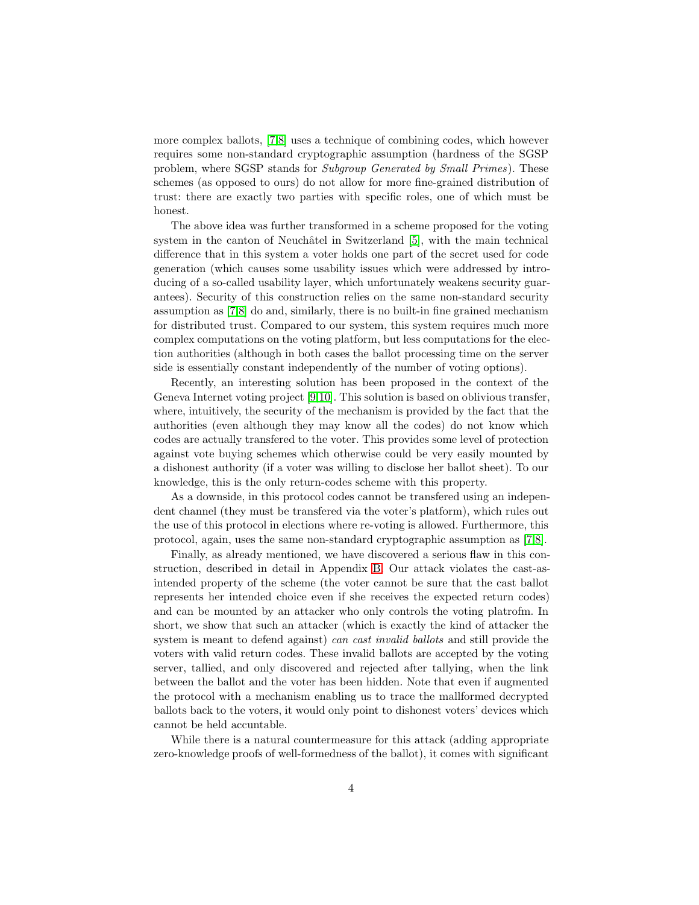more complex ballots, [7,8] uses a technique of combining codes, which however requires some non-standard cryptographic assumption (hardness of the SGSP problem, where SGSP stands for *Subgroup Generated by Small Primes*). These schemes (as opposed to ours) do not allow for more fine-grained distribution of trust: there are exactly two parties with specific roles, one of which must be honest.

The above idea was further transformed in a scheme proposed for the voting system in the canton of Neuchâtel in Switzerland [5], with the main technical difference that in this system a voter holds one part of the secret used for code generation (which causes some usability issues which were addressed by introducing of a so-called usability layer, which unfortunately weakens security guarantees). Security of this construction relies on the same non-standard security assumption as [7,8] do and, similarly, there is no built-in fine grained mechanism for distributed trust. Compared to our system, this system requires much more complex computations on the voting platform, but less computations for the election authorities (although in both cases the ballot processing time on the server side is essentially constant independently of the number of voting options).

Recently, an interesting solution has been proposed in the context of the Geneva Internet voting project [9,10]. This solution is based on oblivious transfer, where, intuitively, the security of the mechanism is provided by the fact that the authorities (even although they may know all the codes) do not know which codes are actually transfered to the voter. This provides some level of protection against vote buying schemes which otherwise could be very easily mounted by a dishonest authority (if a voter was willing to disclose her ballot sheet). To our knowledge, this is the only return-codes scheme with this property.

As a downside, in this protocol codes cannot be transfered using an independent channel (they must be transfered via the voter's platform), which rules out the use of this protocol in elections where re-voting is allowed. Furthermore, this protocol, again, uses the same non-standard cryptographic assumption as [7,8].

Finally, as already mentioned, we have discovered a serious flaw in this construction, described in detail in Appendix B. Our attack violates the cast-as-intended property of the scheme (the voter cannot be sure that the cast ballot represents her intended choice even if she receives the expected return codes) and can be mounted by an attacker who only controls the voting platrofm. In short, we show that such an attacker (which is exactly the kind of attacker the system is meant to defend against) *can cast invalid ballots* and still provide the voters with valid return codes. These invalid ballots are accepted by the voting server, tallied, and only discovered and rejected after tallying, when the link between the ballot and the voter has been hidden. Note that even if augmented the protocol with a mechanism enabling us to trace the mallformed decrypted ballots back to the voters, it would only point to dishonest voters' devices which cannot be held accuntable.

While there is a natural countermeasure for this attack (adding appropriate zero-knowledge proofs of well-formedness of the ballot), it comes with significant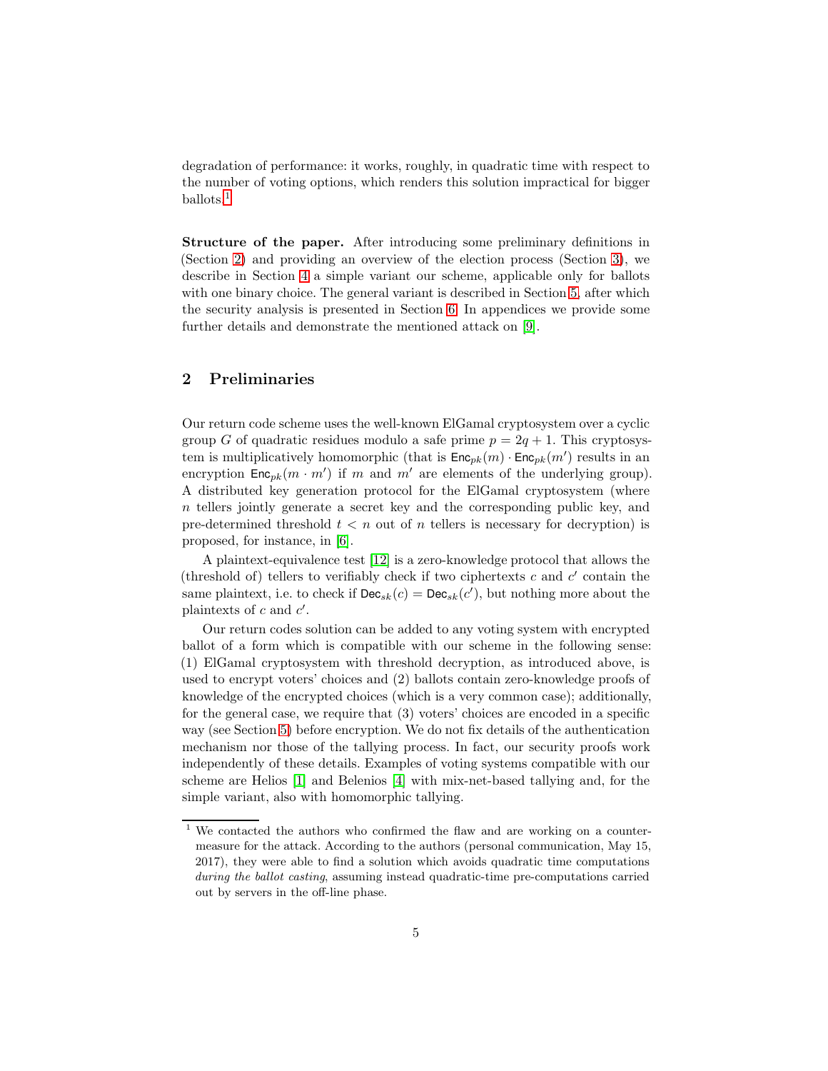degradation of performance: it works, roughly, in quadratic time with respect to the number of voting options, which renders this solution impractical for bigger ballots.[1]

**Structure of the paper.** After introducing some preliminary definitions in (Section 2) and providing an overview of the election process (Section 3), we describe in Section 4 a simple variant our scheme, applicable only for ballots with one binary choice. The general variant is described in Section 5, after which the security analysis is presented in Section 6. In appendices we provide some further details and demonstrate the mentioned attack on [9].

## 2 Preliminaries

Our return code scheme uses the well-known ElGamal cryptosystem over a cyclic group $G$ of quadratic residues modulo a safe prime $p = 2q + 1$. This cryptosystem is multiplicatively homomorphic (that is $\mathsf{Enc}_{pk}(m) \cdot \mathsf{Enc}_{pk}(m')$ results in an encryption $\mathsf{Enc}_{pk}(m \cdot m')$ if $m$ and $m'$ are elements of the underlying group). A distributed key generation protocol for the ElGamal cryptosystem (where $n$ tellers jointly generate a secret key and the corresponding public key, and pre-determined threshold $t < n$ out of $n$ tellers is necessary for decryption) is proposed, for instance, in [6].

A plaintext-equivalence test [12] is a zero-knowledge protocol that allows the (threshold of) tellers to verifiably check if two ciphertexts $c$ and $c'$ contain the same plaintext, i.e. to check if $\mathsf{Dec}_{sk}(c) = \mathsf{Dec}_{sk}(c')$, but nothing more about the plaintexts of $c$ and $c'$.

Our return codes solution can be added to any voting system with encrypted ballot of a form which is compatible with our scheme in the following sense: (1) ElGamal cryptosystem with threshold decryption, as introduced above, is used to encrypt voters' choices and (2) ballots contain zero-knowledge proofs of knowledge of the encrypted choices (which is a very common case); additionally, for the general case, we require that (3) voters' choices are encoded in a specific way (see Section 5) before encryption. We do not fix details of the authentication mechanism nor those of the tallying process. In fact, our security proofs work independently of these details. Examples of voting systems compatible with our scheme are Helios [1] and Belenios [4] with mix-net-based tallying and, for the simple variant, also with homomorphic tallying.

[1] We contacted the authors who confirmed the flaw and are working on a countermeasure for the attack. According to the authors (personal communication, May 15, 2017), they were able to find a solution which avoids quadratic time computations *during the ballot casting*, assuming instead quadratic-time pre-computations carried out by servers in the off-line phase.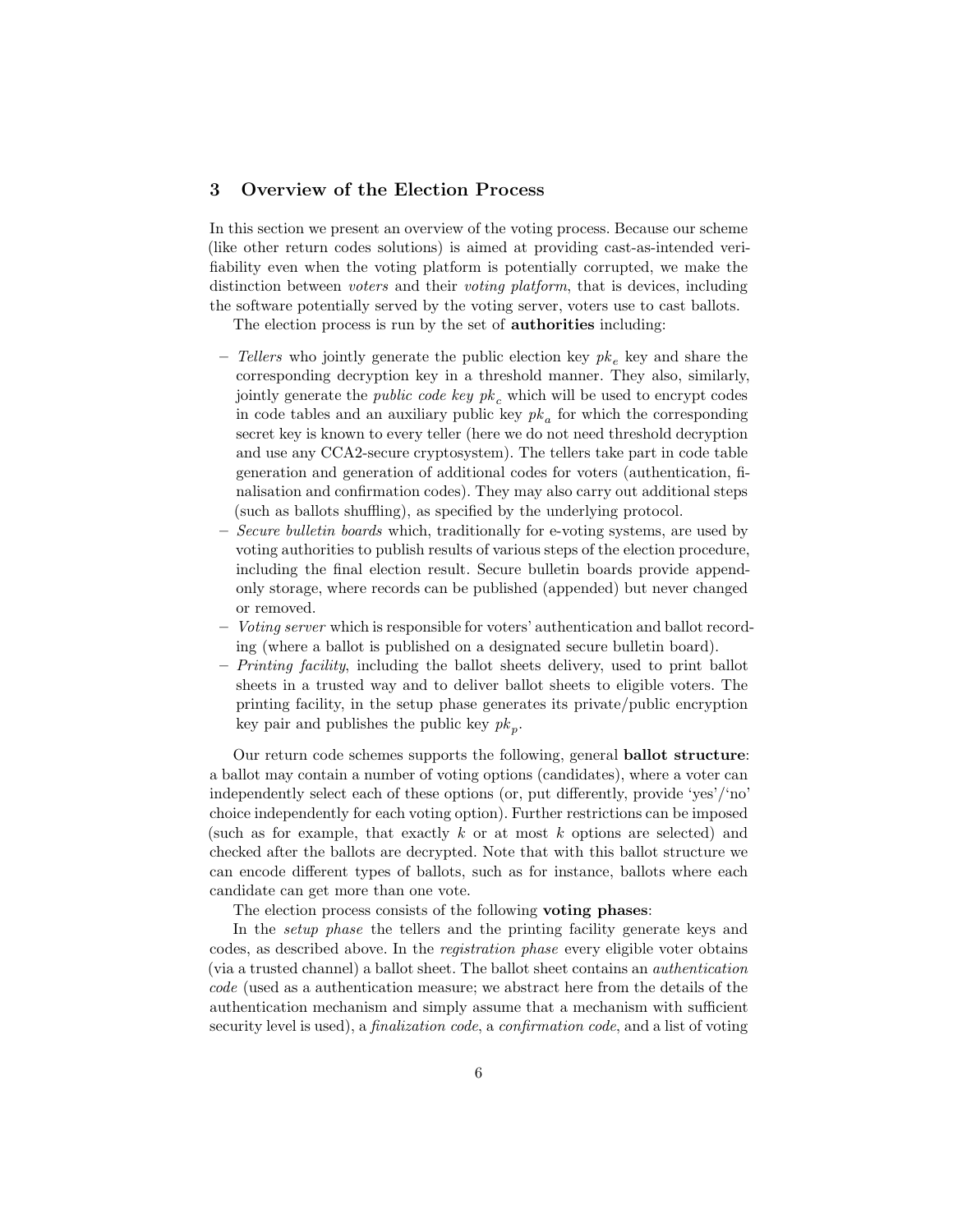## 3 Overview of the Election Process

In this section we present an overview of the voting process. Because our scheme (like other return codes solutions) is aimed at providing cast-as-intended verifiability even when the voting platform is potentially corrupted, we make the distinction between *voters* and their *voting platform*, that is devices, including the software potentially served by the voting server, voters use to cast ballots.

The election process is run by the set of **authorities** including:

- *Tellers* who jointly generate the public election key $pk_e$ key and share the corresponding decryption key in a threshold manner. They also, similarly, jointly generate the *public code key* $pk_c$ which will be used to encrypt codes in code tables and an auxiliary public key $pk_a$ for which the corresponding secret key is known to every teller (here we do not need threshold decryption and use any CCA2-secure cryptosystem). The tellers take part in code table generation and generation of additional codes for voters (authentication, finalisation and confirmation codes). They may also carry out additional steps (such as ballots shuffling), as specified by the underlying protocol.
- *Secure bulletin boards* which, traditionally for e-voting systems, are used by voting authorities to publish results of various steps of the election procedure, including the final election result. Secure bulletin boards provide append-only storage, where records can be published (appended) but never changed or removed.
- *Voting server* which is responsible for voters' authentication and ballot recording (where a ballot is published on a designated secure bulletin board).
- *Printing facility*, including the ballot sheets delivery, used to print ballot sheets in a trusted way and to deliver ballot sheets to eligible voters. The printing facility, in the setup phase generates its private/public encryption key pair and publishes the public key $pk_p$.

Our return code schemes supports the following, general **ballot structure**: a ballot may contain a number of voting options (candidates), where a voter can independently select each of these options (or, put differently, provide 'yes'/'no' choice independently for each voting option). Further restrictions can be imposed (such as for example, that exactly $k$ or at most $k$ options are selected) and checked after the ballots are decrypted. Note that with this ballot structure we can encode different types of ballots, such as for instance, ballots where each candidate can get more than one vote.

The election process consists of the following **voting phases**:

In the *setup phase* the tellers and the printing facility generate keys and codes, as described above. In the *registration phase* every eligible voter obtains (via a trusted channel) a ballot sheet. The ballot sheet contains an *authentication code* (used as a authentication measure; we abstract here from the details of the authentication mechanism and simply assume that a mechanism with sufficient security level is used), a *finalization code*, a *confirmation code*, and a list of voting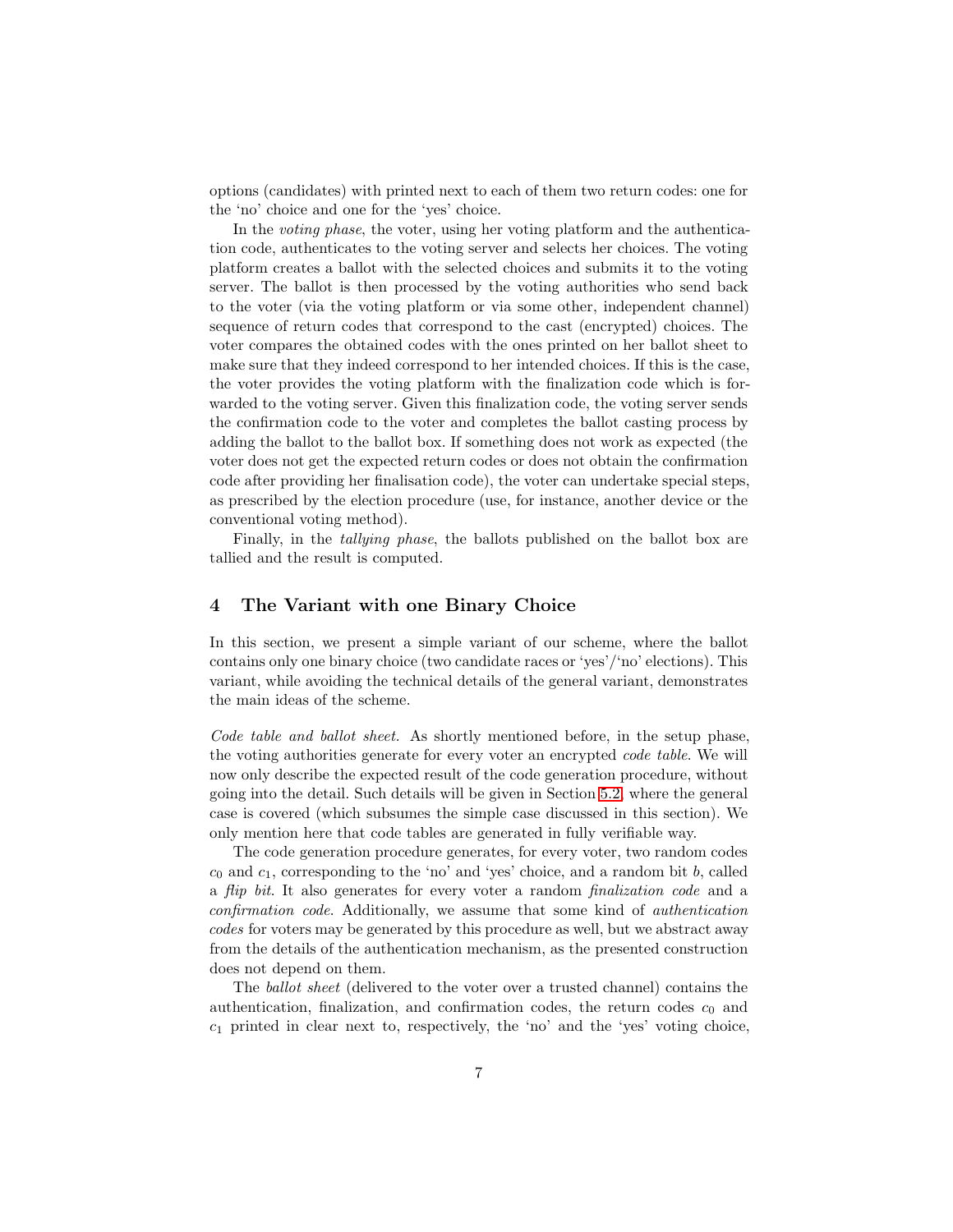options (candidates) with printed next to each of them two return codes: one for the 'no' choice and one for the 'yes' choice.

In the *voting phase*, the voter, using her voting platform and the authentication code, authenticates to the voting server and selects her choices. The voting platform creates a ballot with the selected choices and submits it to the voting server. The ballot is then processed by the voting authorities who send back to the voter (via the voting platform or via some other, independent channel) sequence of return codes that correspond to the cast (encrypted) choices. The voter compares the obtained codes with the ones printed on her ballot sheet to make sure that they indeed correspond to her intended choices. If this is the case, the voter provides the voting platform with the finalization code which is forwarded to the voting server. Given this finalization code, the voting server sends the confirmation code to the voter and completes the ballot casting process by adding the ballot to the ballot box. If something does not work as expected (the voter does not get the expected return codes or does not obtain the confirmation code after providing her finalisation code), the voter can undertake special steps, as prescribed by the election procedure (use, for instance, another device or the conventional voting method).

Finally, in the *tallying phase*, the ballots published on the ballot box are tallied and the result is computed.

## 4 The Variant with one Binary Choice

In this section, we present a simple variant of our scheme, where the ballot contains only one binary choice (two candidate races or 'yes'/'no' elections). This variant, while avoiding the technical details of the general variant, demonstrates the main ideas of the scheme.

*Code table and ballot sheet.* As shortly mentioned before, in the setup phase, the voting authorities generate for every voter an encrypted *code table*. We will now only describe the expected result of the code generation procedure, without going into the detail. Such details will be given in Section 5.2, where the general case is covered (which subsumes the simple case discussed in this section). We only mention here that code tables are generated in fully verifiable way.

The code generation procedure generates, for every voter, two random codes $c_0$ and $c_1$, corresponding to the 'no' and 'yes' choice, and a random bit $b$, called a *flip bit*. It also generates for every voter a random *finalization code* and a *confirmation code*. Additionally, we assume that some kind of *authentication codes* for voters may be generated by this procedure as well, but we abstract away from the details of the authentication mechanism, as the presented construction does not depend on them.

The *ballot sheet* (delivered to the voter over a trusted channel) contains the authentication, finalization, and confirmation codes, the return codes $c_0$ and $c_1$ printed in clear next to, respectively, the 'no' and the 'yes' voting choice,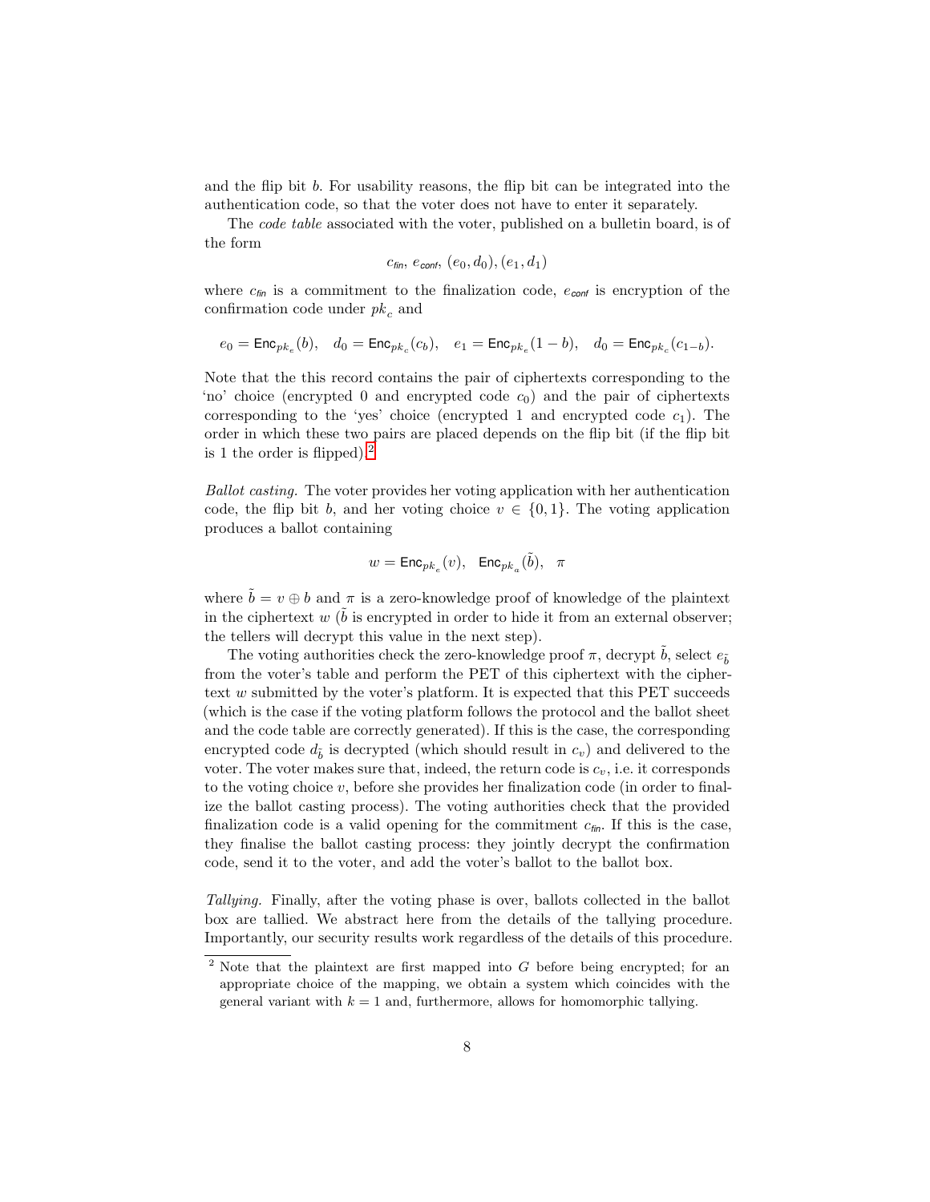and the flip bit $b$. For usability reasons, the flip bit can be integrated into the authentication code, so that the voter does not have to enter it separately.

The *code table* associated with the voter, published on a bulletin board, is of the form

$$c_{\mathit{fin}},\ e_{\mathit{conf}},\ (e_0, d_0), (e_1, d_1)$$

where $c_{\mathit{fin}}$ is a commitment to the finalization code, $e_{\mathit{conf}}$ is encryption of the confirmation code under $pk_c$ and

$$e_0 = \mathsf{Enc}_{pk_e}(b), \quad d_0 = \mathsf{Enc}_{pk_c}(c_b), \quad e_1 = \mathsf{Enc}_{pk_e}(1-b), \quad d_0 = \mathsf{Enc}_{pk_c}(c_{1-b}).$$

Note that the this record contains the pair of ciphertexts corresponding to the 'no' choice (encrypted 0 and encrypted code $c_0$) and the pair of ciphertexts corresponding to the 'yes' choice (encrypted 1 and encrypted code $c_1$). The order in which these two pairs are placed depends on the flip bit (if the flip bit is 1 the order is flipped).[2]

*Ballot casting.* The voter provides her voting application with her authentication code, the flip bit $b$, and her voting choice $v \in \{0,1\}$. The voting application produces a ballot containing

$$w = \mathsf{Enc}_{pk_e}(v), \quad \mathsf{Enc}_{pk_a}(\tilde{b}), \quad \pi$$

where $\tilde{b} = v \oplus b$ and $\pi$ is a zero-knowledge proof of knowledge of the plaintext in the ciphertext $w$ ($\tilde{b}$ is encrypted in order to hide it from an external observer; the tellers will decrypt this value in the next step).

The voting authorities check the zero-knowledge proof $\pi$, decrypt $\tilde{b}$, select $e_{\tilde{b}}$ from the voter's table and perform the PET of this ciphertext with the ciphertext $w$ submitted by the voter's platform. It is expected that this PET succeeds (which is the case if the voting platform follows the protocol and the ballot sheet and the code table are correctly generated). If this is the case, the corresponding encrypted code $d_{\tilde{b}}$ is decrypted (which should result in $c_v$) and delivered to the voter. The voter makes sure that, indeed, the return code is $c_v$, i.e. it corresponds to the voting choice $v$, before she provides her finalization code (in order to finalize the ballot casting process). The voting authorities check that the provided finalization code is a valid opening for the commitment $c_{\mathit{fin}}$. If this is the case, they finalise the ballot casting process: they jointly decrypt the confirmation code, send it to the voter, and add the voter's ballot to the ballot box.

*Tallying.* Finally, after the voting phase is over, ballots collected in the ballot box are tallied. We abstract here from the details of the tallying procedure. Importantly, our security results work regardless of the details of this procedure.

[2] Note that the plaintext are first mapped into $G$ before being encrypted; for an appropriate choice of the mapping, we obtain a system which coincides with the general variant with $k = 1$ and, furthermore, allows for homomorphic tallying.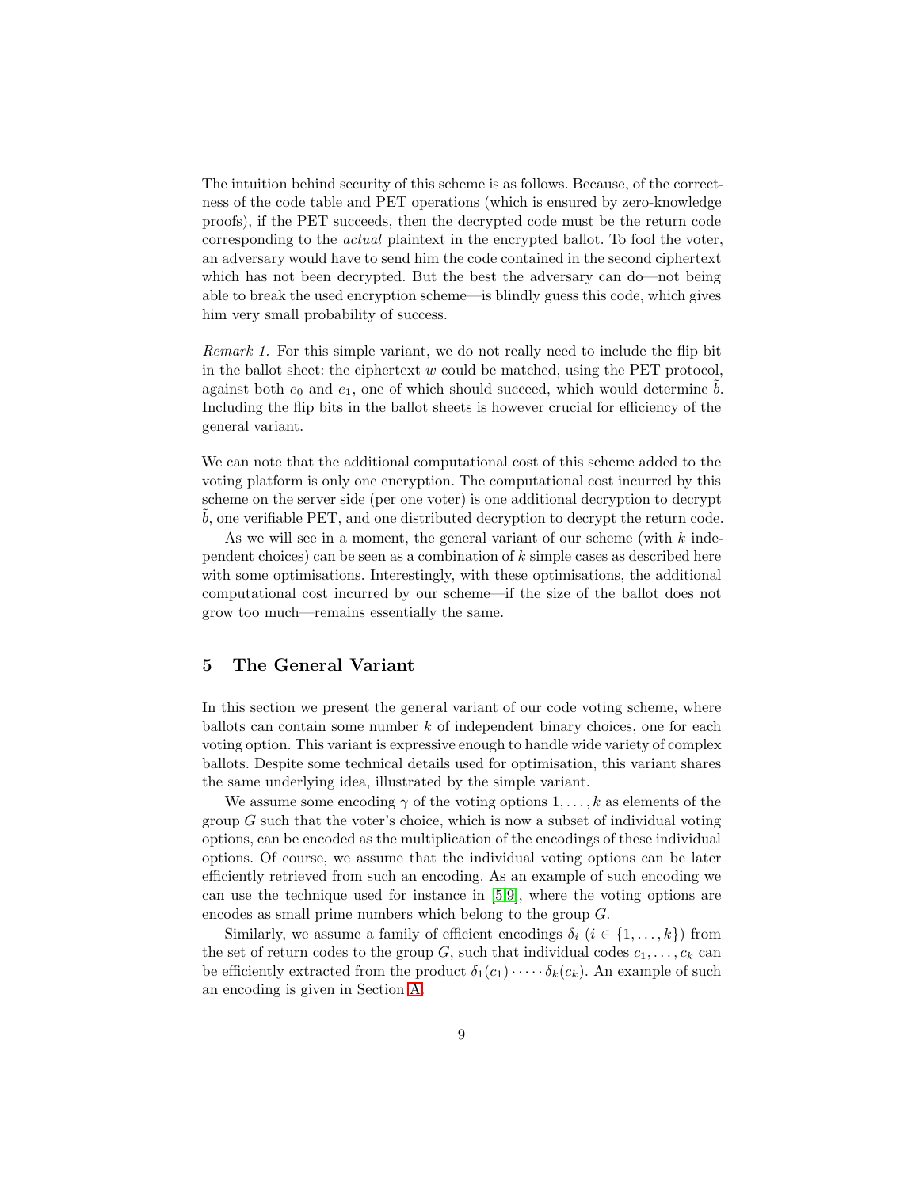The intuition behind security of this scheme is as follows. Because, of the correctness of the code table and PET operations (which is ensured by zero-knowledge proofs), if the PET succeeds, then the decrypted code must be the return code corresponding to the *actual* plaintext in the encrypted ballot. To fool the voter, an adversary would have to send him the code contained in the second ciphertext which has not been decrypted. But the best the adversary can do—not being able to break the used encryption scheme—is blindly guess this code, which gives him very small probability of success.

*Remark 1.* For this simple variant, we do not really need to include the flip bit in the ballot sheet: the ciphertext $w$ could be matched, using the PET protocol, against both $e_0$ and $e_1$, one of which should succeed, which would determine $\tilde{b}$. Including the flip bits in the ballot sheets is however crucial for efficiency of the general variant.

We can note that the additional computational cost of this scheme added to the voting platform is only one encryption. The computational cost incurred by this scheme on the server side (per one voter) is one additional decryption to decrypt $\tilde{b}$, one verifiable PET, and one distributed decryption to decrypt the return code.

As we will see in a moment, the general variant of our scheme (with $k$ independent choices) can be seen as a combination of $k$ simple cases as described here with some optimisations. Interestingly, with these optimisations, the additional computational cost incurred by our scheme—if the size of the ballot does not grow too much—remains essentially the same.

## 5 The General Variant

In this section we present the general variant of our code voting scheme, where ballots can contain some number $k$ of independent binary choices, one for each voting option. This variant is expressive enough to handle wide variety of complex ballots. Despite some technical details used for optimisation, this variant shares the same underlying idea, illustrated by the simple variant.

We assume some encoding $\gamma$ of the voting options $1, \ldots, k$ as elements of the group $G$ such that the voter's choice, which is now a subset of individual voting options, can be encoded as the multiplication of the encodings of these individual options. Of course, we assume that the individual voting options can be later efficiently retrieved from such an encoding. As an example of such encoding we can use the technique used for instance in [5,9], where the voting options are encodes as small prime numbers which belong to the group $G$.

Similarly, we assume a family of efficient encodings $\delta_i$ ($i \in \{1, \ldots, k\}$) from the set of return codes to the group $G$, such that individual codes $c_1, \ldots, c_k$ can be efficiently extracted from the product $\delta_1(c_1) \cdot \cdots \cdot \delta_k(c_k)$. An example of such an encoding is given in Section A.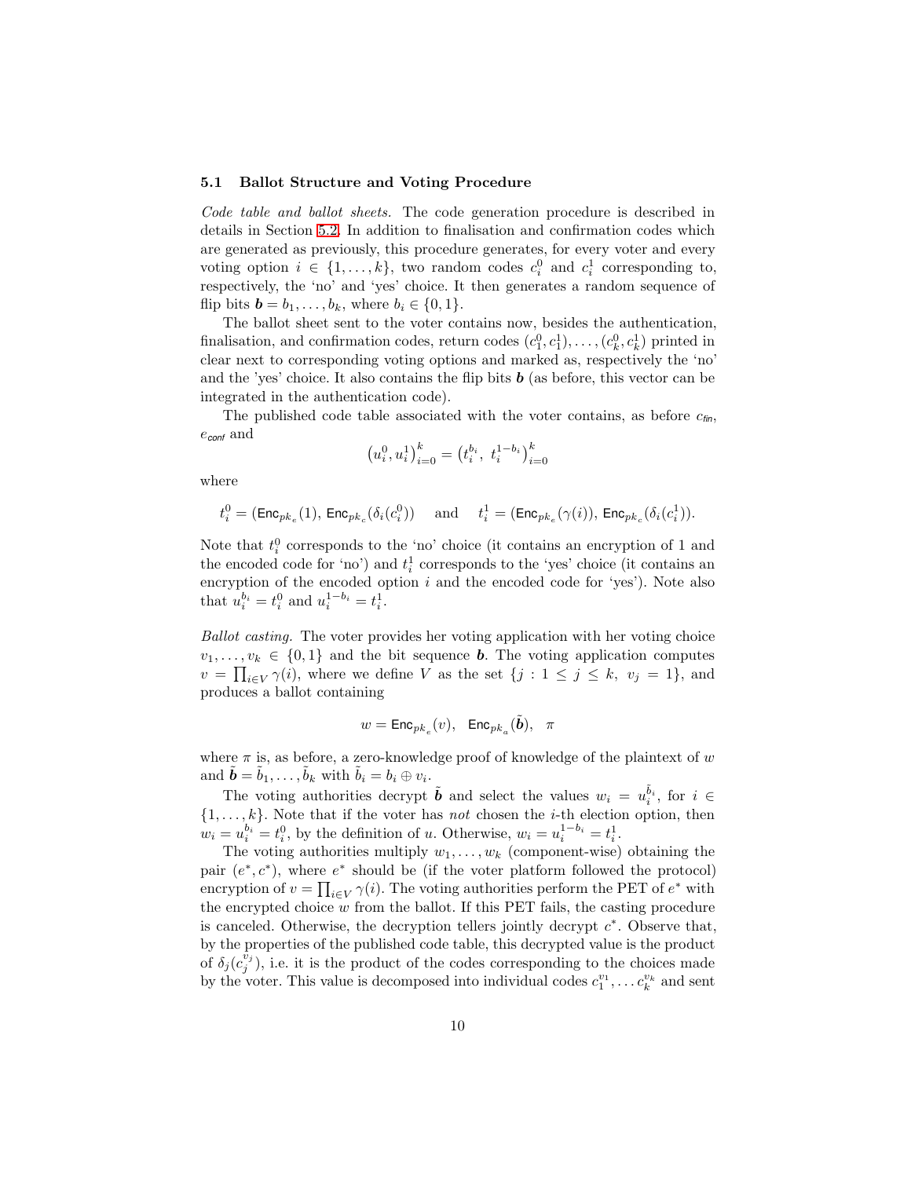### 5.1 Ballot Structure and Voting Procedure

*Code table and ballot sheets.* The code generation procedure is described in details in Section 5.2. In addition to finalisation and confirmation codes which are generated as previously, this procedure generates, for every voter and every voting option $i \in \{1, \ldots, k\}$, two random codes $c_i^0$ and $c_i^1$ corresponding to, respectively, the 'no' and 'yes' choice. It then generates a random sequence of flip bits $\boldsymbol{b} = b_1, \ldots, b_k$, where $b_i \in \{0, 1\}$.

The ballot sheet sent to the voter contains now, besides the authentication, finalisation, and confirmation codes, return codes $(c_1^0, c_1^1), \ldots, (c_k^0, c_k^1)$ printed in clear next to corresponding voting options and marked as, respectively the 'no' and the 'yes' choice. It also contains the flip bits $\boldsymbol{b}$ (as before, this vector can be integrated in the authentication code).

The published code table associated with the voter contains, as before $c_{\mathsf{fin}}$, $e_{\mathsf{conf}}$ and

$$\left(u_i^0, u_i^1\right)_{i=0}^{k} = \left(t_i^{b_i},\ t_i^{1-b_i}\right)_{i=0}^{k}$$

where

$$t_i^0 = (\mathsf{Enc}_{pk_e}(1),\, \mathsf{Enc}_{pk_c}(\delta_i(c_i^0))) \quad \text{and} \quad t_i^1 = (\mathsf{Enc}_{pk_e}(\gamma(i)),\, \mathsf{Enc}_{pk_c}(\delta_i(c_i^1)).$$

Note that $t_i^0$ corresponds to the 'no' choice (it contains an encryption of 1 and the encoded code for 'no') and $t_i^1$ corresponds to the 'yes' choice (it contains an encryption of the encoded option $i$ and the encoded code for 'yes'). Note also that $u_i^{b_i} = t_i^0$ and $u_i^{1-b_i} = t_i^1$.

*Ballot casting.* The voter provides her voting application with her voting choice $v_1, \ldots, v_k \in \{0, 1\}$ and the bit sequence $\boldsymbol{b}$. The voting application computes $v = \prod_{i \in V} \gamma(i)$, where we define $V$ as the set $\{j : 1 \leq j \leq k,\ v_j = 1\}$, and produces a ballot containing

$$w = \mathsf{Enc}_{pk_e}(v), \quad \mathsf{Enc}_{pk_a}(\tilde{\boldsymbol{b}}), \quad \pi$$

where $\pi$ is, as before, a zero-knowledge proof of knowledge of the plaintext of $w$ and $\tilde{\boldsymbol{b}} = \tilde{b}_1, \ldots, \tilde{b}_k$ with $\tilde{b}_i = b_i \oplus v_i$.

The voting authorities decrypt $\tilde{\boldsymbol{b}}$ and select the values $w_i = u_i^{\tilde{b}_i}$, for $i \in \{1, \ldots, k\}$. Note that if the voter has *not* chosen the $i$-th election option, then $w_i = u_i^{b_i} = t_i^0$, by the definition of $u$. Otherwise, $w_i = u_i^{1-b_i} = t_i^1$.

The voting authorities multiply $w_1, \ldots, w_k$ (component-wise) obtaining the pair $(e^*, c^*)$, where $e^*$ should be (if the voter platform followed the protocol) encryption of $v = \prod_{i \in V} \gamma(i)$. The voting authorities perform the PET of $e^*$ with the encrypted choice $w$ from the ballot. If this PET fails, the casting procedure is canceled. Otherwise, the decryption tellers jointly decrypt $c^*$. Observe that, by the properties of the published code table, this decrypted value is the product of $\delta_j(c_j^{v_j})$, i.e. it is the product of the codes corresponding to the choices made by the voter. This value is decomposed into individual codes $c_1^{v_1}, \ldots c_k^{v_k}$ and sent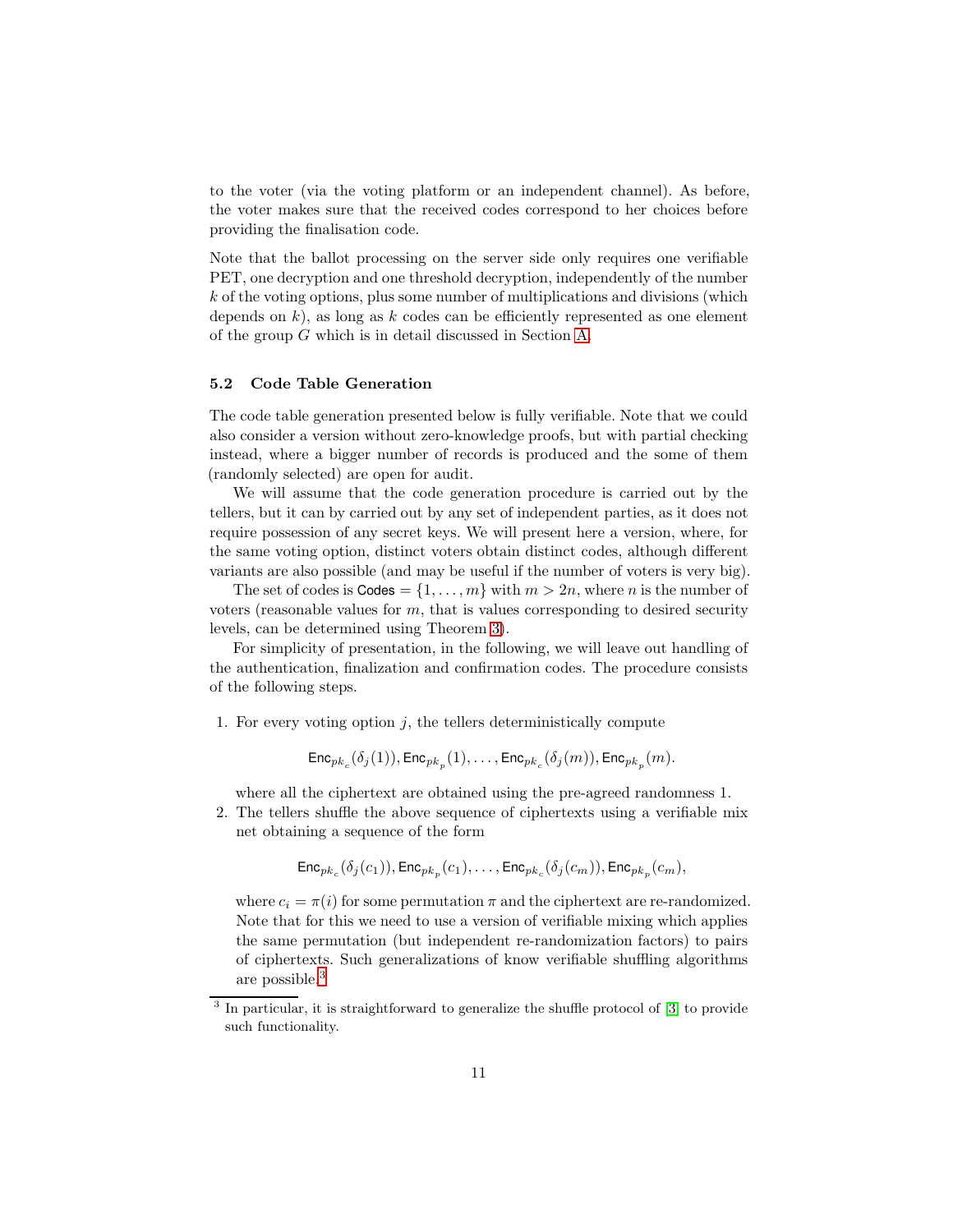to the voter (via the voting platform or an independent channel). As before, the voter makes sure that the received codes correspond to her choices before providing the finalisation code.

Note that the ballot processing on the server side only requires one verifiable PET, one decryption and one threshold decryption, independently of the number $k$ of the voting options, plus some number of multiplications and divisions (which depends on $k$), as long as $k$ codes can be efficiently represented as one element of the group $G$ which is in detail discussed in Section A.

### 5.2 Code Table Generation

The code table generation presented below is fully verifiable. Note that we could also consider a version without zero-knowledge proofs, but with partial checking instead, where a bigger number of records is produced and the some of them (randomly selected) are open for audit.

We will assume that the code generation procedure is carried out by the tellers, but it can by carried out by any set of independent parties, as it does not require possession of any secret keys. We will present here a version, where, for the same voting option, distinct voters obtain distinct codes, although different variants are also possible (and may be useful if the number of voters is very big).

The set of codes is $\mathsf{Codes} = \{1, \ldots, m\}$ with $m > 2n$, where $n$ is the number of voters (reasonable values for $m$, that is values corresponding to desired security levels, can be determined using Theorem 3).

For simplicity of presentation, in the following, we will leave out handling of the authentication, finalization and confirmation codes. The procedure consists of the following steps.

1. For every voting option $j$, the tellers deterministically compute

$$\mathsf{Enc}_{pk_c}(\delta_j(1)), \mathsf{Enc}_{pk_p}(1), \ldots, \mathsf{Enc}_{pk_c}(\delta_j(m)), \mathsf{Enc}_{pk_p}(m).$$

   where all the ciphertext are obtained using the pre-agreed randomness 1.
2. The tellers shuffle the above sequence of ciphertexts using a verifiable mix net obtaining a sequence of the form

$$\mathsf{Enc}_{pk_c}(\delta_j(c_1)), \mathsf{Enc}_{pk_p}(c_1), \ldots, \mathsf{Enc}_{pk_c}(\delta_j(c_m)), \mathsf{Enc}_{pk_p}(c_m),$$

   where $c_i = \pi(i)$ for some permutation $\pi$ and the ciphertext are re-randomized. Note that for this we need to use a version of verifiable mixing which applies the same permutation (but independent re-randomization factors) to pairs of ciphertexts. Such generalizations of know verifiable shuffling algorithms are possible.[3]

[3] In particular, it is straightforward to generalize the shuffle protocol of [3] to provide such functionality.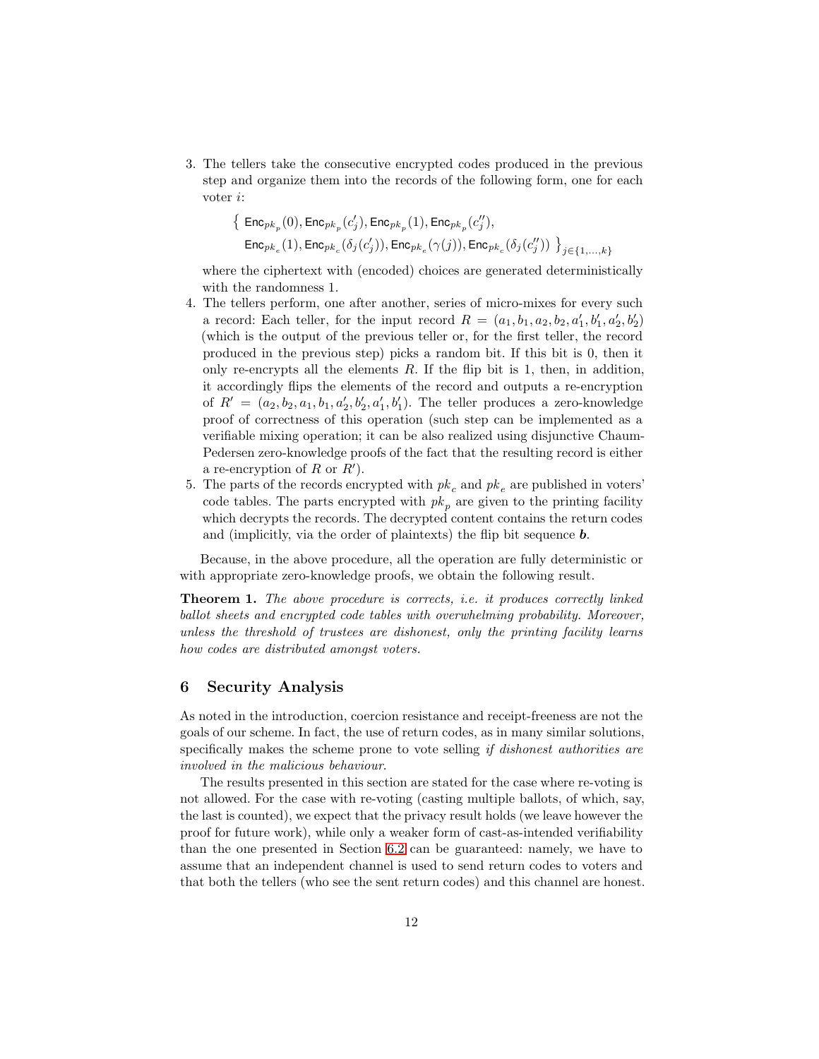3. The tellers take the consecutive encrypted codes produced in the previous step and organize them into the records of the following form, one for each voter $i$:

$$\big\{\ \mathsf{Enc}_{pk_p}(0), \mathsf{Enc}_{pk_p}(c'_j), \mathsf{Enc}_{pk_p}(1), \mathsf{Enc}_{pk_p}(c''_j),$$
$$\mathsf{Enc}_{pk_e}(1), \mathsf{Enc}_{pk_c}(\delta_j(c'_j)), \mathsf{Enc}_{pk_e}(\gamma(j)), \mathsf{Enc}_{pk_c}(\delta_j(c''_j))\ \big\}_{j\in\{1,\dots,k\}}$$

   where the ciphertext with (encoded) choices are generated deterministically with the randomness 1.
4. The tellers perform, one after another, series of micro-mixes for every such a record: Each teller, for the input record $R = (a_1, b_1, a_2, b_2, a'_1, b'_1, a'_2, b'_2)$ (which is the output of the previous teller or, for the first teller, the record produced in the previous step) picks a random bit. If this bit is 0, then it only re-encrypts all the elements $R$. If the flip bit is 1, then, in addition, it accordingly flips the elements of the record and outputs a re-encryption of $R' = (a_2, b_2, a_1, b_1, a'_2, b'_2, a'_1, b'_1)$. The teller produces a zero-knowledge proof of correctness of this operation (such step can be implemented as a verifiable mixing operation; it can be also realized using disjunctive Chaum-Pedersen zero-knowledge proofs of the fact that the resulting record is either a re-encryption of $R$ or $R'$).
5. The parts of the records encrypted with $pk_c$ and $pk_e$ are published in voters' code tables. The parts encrypted with $pk_p$ are given to the printing facility which decrypts the records. The decrypted content contains the return codes and (implicitly, via the order of plaintexts) the flip bit sequence $\boldsymbol{b}$.

Because, in the above procedure, all the operation are fully deterministic or with appropriate zero-knowledge proofs, we obtain the following result.

**Theorem 1.** *The above procedure is corrects, i.e. it produces correctly linked ballot sheets and encrypted code tables with overwhelming probability. Moreover, unless the threshold of trustees are dishonest, only the printing facility learns how codes are distributed amongst voters.*

## 6 Security Analysis

As noted in the introduction, coercion resistance and receipt-freeness are not the goals of our scheme. In fact, the use of return codes, as in many similar solutions, specifically makes the scheme prone to vote selling *if dishonest authorities are involved in the malicious behaviour.*

The results presented in this section are stated for the case where re-voting is not allowed. For the case with re-voting (casting multiple ballots, of which, say, the last is counted), we expect that the privacy result holds (we leave however the proof for future work), while only a weaker form of cast-as-intended verifiability than the one presented in Section 6.2 can be guaranteed: namely, we have to assume that an independent channel is used to send return codes to voters and that both the tellers (who see the sent return codes) and this channel are honest.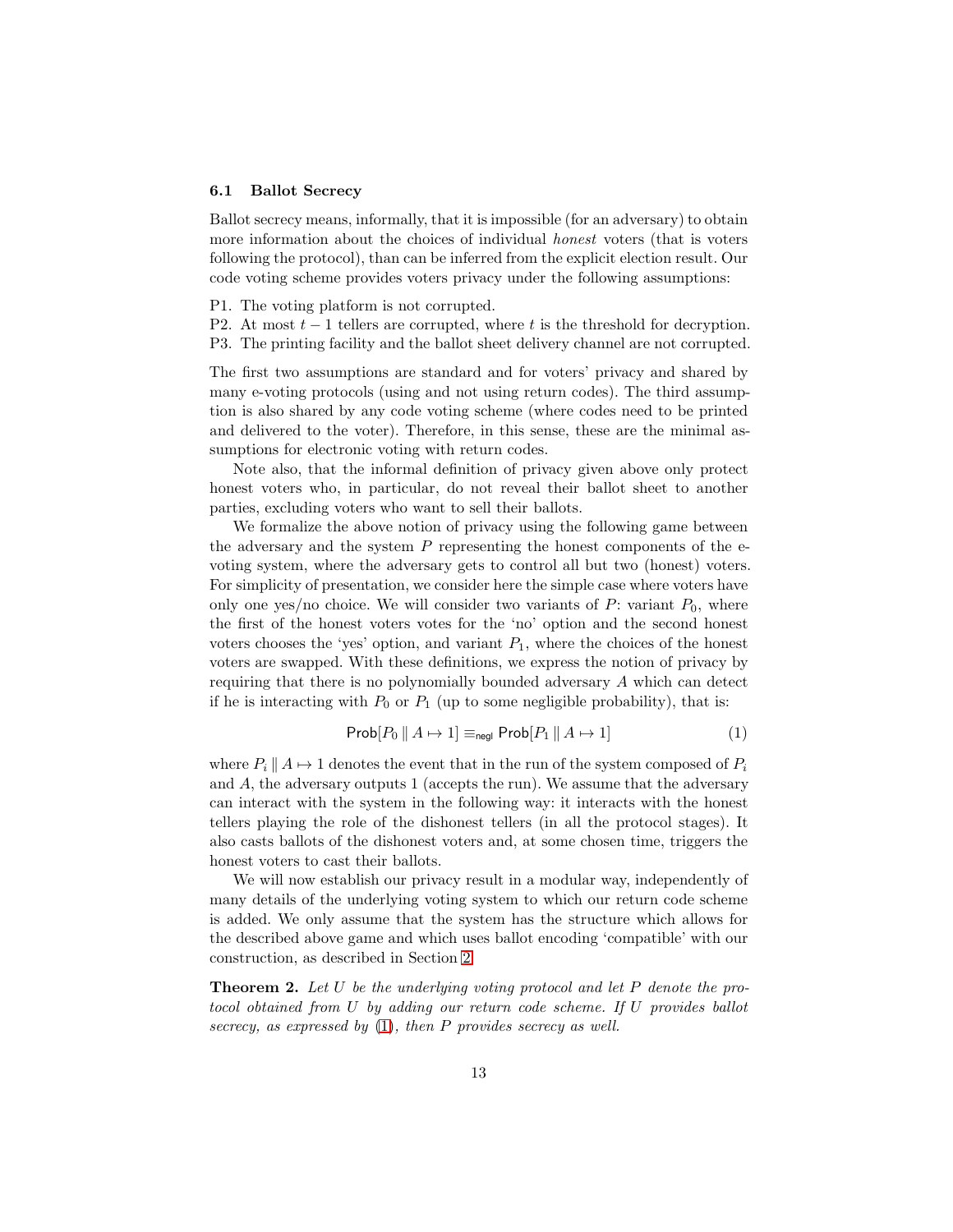### 6.1 Ballot Secrecy

Ballot secrecy means, informally, that it is impossible (for an adversary) to obtain more information about the choices of individual *honest* voters (that is voters following the protocol), than can be inferred from the explicit election result. Our code voting scheme provides voters privacy under the following assumptions:

P1. The voting platform is not corrupted.
P2. At most $t-1$ tellers are corrupted, where $t$ is the threshold for decryption.
P3. The printing facility and the ballot sheet delivery channel are not corrupted.

The first two assumptions are standard and for voters' privacy and shared by many e-voting protocols (using and not using return codes). The third assumption is also shared by any code voting scheme (where codes need to be printed and delivered to the voter). Therefore, in this sense, these are the minimal assumptions for electronic voting with return codes.

Note also, that the informal definition of privacy given above only protect honest voters who, in particular, do not reveal their ballot sheet to another parties, excluding voters who want to sell their ballots.

We formalize the above notion of privacy using the following game between the adversary and the system $P$ representing the honest components of the e-voting system, where the adversary gets to control all but two (honest) voters. For simplicity of presentation, we consider here the simple case where voters have only one yes/no choice. We will consider two variants of $P$: variant $P_0$, where the first of the honest voters votes for the 'no' option and the second honest voters chooses the 'yes' option, and variant $P_1$, where the choices of the honest voters are swapped. With these definitions, we express the notion of privacy by requiring that there is no polynomially bounded adversary $A$ which can detect if he is interacting with $P_0$ or $P_1$ (up to some negligible probability), that is:

$$\mathsf{Prob}[P_0 \parallel A \mapsto 1] \equiv_{\mathsf{negl}} \mathsf{Prob}[P_1 \parallel A \mapsto 1] \tag{1}$$

where $P_i \parallel A \mapsto 1$ denotes the event that in the run of the system composed of $P_i$ and $A$, the adversary outputs 1 (accepts the run). We assume that the adversary can interact with the system in the following way: it interacts with the honest tellers playing the role of the dishonest tellers (in all the protocol stages). It also casts ballots of the dishonest voters and, at some chosen time, triggers the honest voters to cast their ballots.

We will now establish our privacy result in a modular way, independently of many details of the underlying voting system to which our return code scheme is added. We only assume that the system has the structure which allows for the described above game and which uses ballot encoding 'compatible' with our construction, as described in Section 2.

**Theorem 2.** *Let $U$ be the underlying voting protocol and let $P$ denote the protocol obtained from $U$ by adding our return code scheme. If $U$ provides ballot secrecy, as expressed by (1), then $P$ provides secrecy as well.*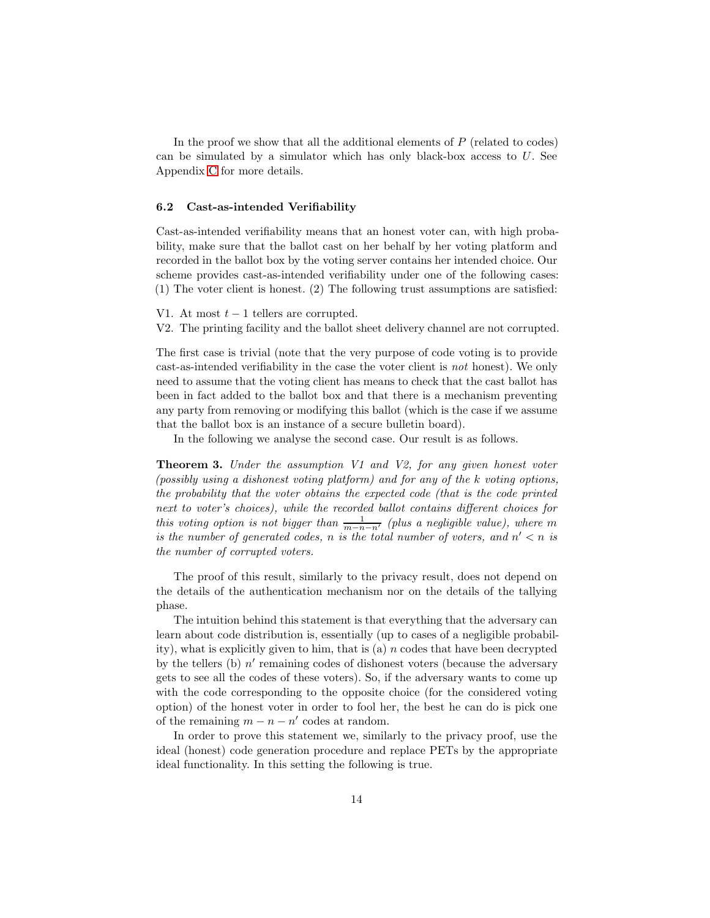In the proof we show that all the additional elements of $P$ (related to codes) can be simulated by a simulator which has only black-box access to $U$. See Appendix C for more details.

### 6.2 Cast-as-intended Verifiability

Cast-as-intended verifiability means that an honest voter can, with high probability, make sure that the ballot cast on her behalf by her voting platform and recorded in the ballot box by the voting server contains her intended choice. Our scheme provides cast-as-intended verifiability under one of the following cases: (1) The voter client is honest. (2) The following trust assumptions are satisfied:

V1. At most $t-1$ tellers are corrupted.
V2. The printing facility and the ballot sheet delivery channel are not corrupted.

The first case is trivial (note that the very purpose of code voting is to provide cast-as-intended verifiability in the case the voter client is *not* honest). We only need to assume that the voting client has means to check that the cast ballot has been in fact added to the ballot box and that there is a mechanism preventing any party from removing or modifying this ballot (which is the case if we assume that the ballot box is an instance of a secure bulletin board).

In the following we analyse the second case. Our result is as follows.

**Theorem 3.** *Under the assumption V1 and V2, for any given honest voter (possibly using a dishonest voting platform) and for any of the $k$ voting options, the probability that the voter obtains the expected code (that is the code printed next to voter's choices), while the recorded ballot contains different choices for this voting option is not bigger than $\frac{1}{m-n-n'}$ (plus a negligible value), where $m$ is the number of generated codes, $n$ is the total number of voters, and $n' < n$ is the number of corrupted voters.*

The proof of this result, similarly to the privacy result, does not depend on the details of the authentication mechanism nor on the details of the tallying phase.

The intuition behind this statement is that everything that the adversary can learn about code distribution is, essentially (up to cases of a negligible probability), what is explicitly given to him, that is (a) $n$ codes that have been decrypted by the tellers (b) $n'$ remaining codes of dishonest voters (because the adversary gets to see all the codes of these voters). So, if the adversary wants to come up with the code corresponding to the opposite choice (for the considered voting option) of the honest voter in order to fool her, the best he can do is pick one of the remaining $m-n-n'$ codes at random.

In order to prove this statement we, similarly to the privacy proof, use the ideal (honest) code generation procedure and replace PETs by the appropriate ideal functionality. In this setting the following is true.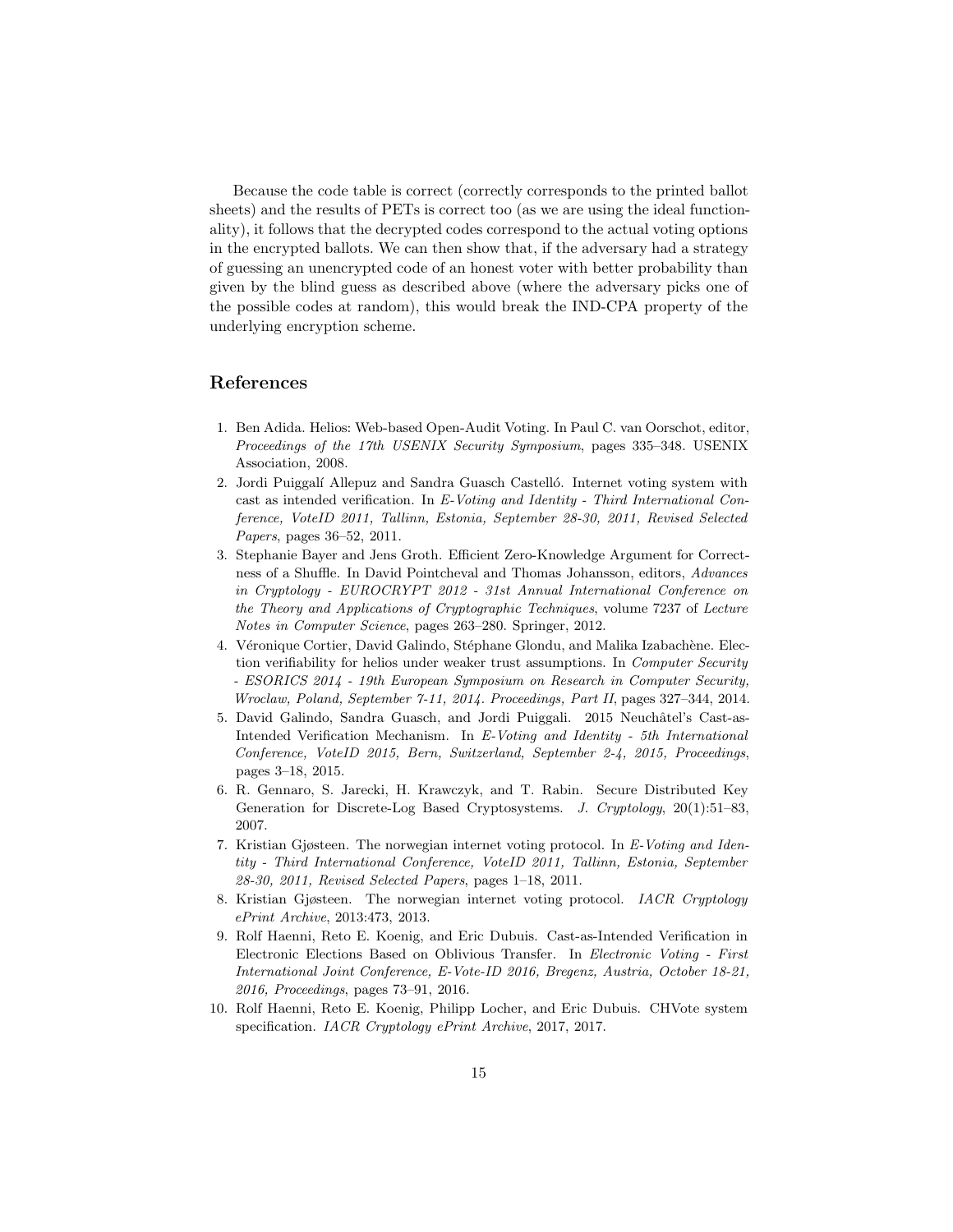Because the code table is correct (correctly corresponds to the printed ballot sheets) and the results of PETs is correct too (as we are using the ideal functionality), it follows that the decrypted codes correspond to the actual voting options in the encrypted ballots. We can then show that, if the adversary had a strategy of guessing an unencrypted code of an honest voter with better probability than given by the blind guess as described above (where the adversary picks one of the possible codes at random), this would break the IND-CPA property of the underlying encryption scheme.

## References

1. Ben Adida. Helios: Web-based Open-Audit Voting. In Paul C. van Oorschot, editor, *Proceedings of the 17th USENIX Security Symposium*, pages 335–348. USENIX Association, 2008.
2. Jordi Puiggalí Allepuz and Sandra Guasch Castelló. Internet voting system with cast as intended verification. In *E-Voting and Identity - Third International Conference, VoteID 2011, Tallinn, Estonia, September 28-30, 2011, Revised Selected Papers*, pages 36–52, 2011.
3. Stephanie Bayer and Jens Groth. Efficient Zero-Knowledge Argument for Correctness of a Shuffle. In David Pointcheval and Thomas Johansson, editors, *Advances in Cryptology - EUROCRYPT 2012 - 31st Annual International Conference on the Theory and Applications of Cryptographic Techniques*, volume 7237 of *Lecture Notes in Computer Science*, pages 263–280. Springer, 2012.
4. Véronique Cortier, David Galindo, Stéphane Glondu, and Malika Izabachène. Election verifiability for helios under weaker trust assumptions. In *Computer Security - ESORICS 2014 - 19th European Symposium on Research in Computer Security, Wroclaw, Poland, September 7-11, 2014. Proceedings, Part II*, pages 327–344, 2014.
5. David Galindo, Sandra Guasch, and Jordi Puiggali. 2015 Neuchâtel's Cast-as-Intended Verification Mechanism. In *E-Voting and Identity - 5th International Conference, VoteID 2015, Bern, Switzerland, September 2-4, 2015, Proceedings*, pages 3–18, 2015.
6. R. Gennaro, S. Jarecki, H. Krawczyk, and T. Rabin. Secure Distributed Key Generation for Discrete-Log Based Cryptosystems. *J. Cryptology*, 20(1):51–83, 2007.
7. Kristian Gjøsteen. The norwegian internet voting protocol. In *E-Voting and Identity - Third International Conference, VoteID 2011, Tallinn, Estonia, September 28-30, 2011, Revised Selected Papers*, pages 1–18, 2011.
8. Kristian Gjøsteen. The norwegian internet voting protocol. *IACR Cryptology ePrint Archive*, 2013:473, 2013.
9. Rolf Haenni, Reto E. Koenig, and Eric Dubuis. Cast-as-Intended Verification in Electronic Elections Based on Oblivious Transfer. In *Electronic Voting - First International Joint Conference, E-Vote-ID 2016, Bregenz, Austria, October 18-21, 2016, Proceedings*, pages 73–91, 2016.
10. Rolf Haenni, Reto E. Koenig, Philipp Locher, and Eric Dubuis. CHVote system specification. *IACR Cryptology ePrint Archive*, 2017, 2017.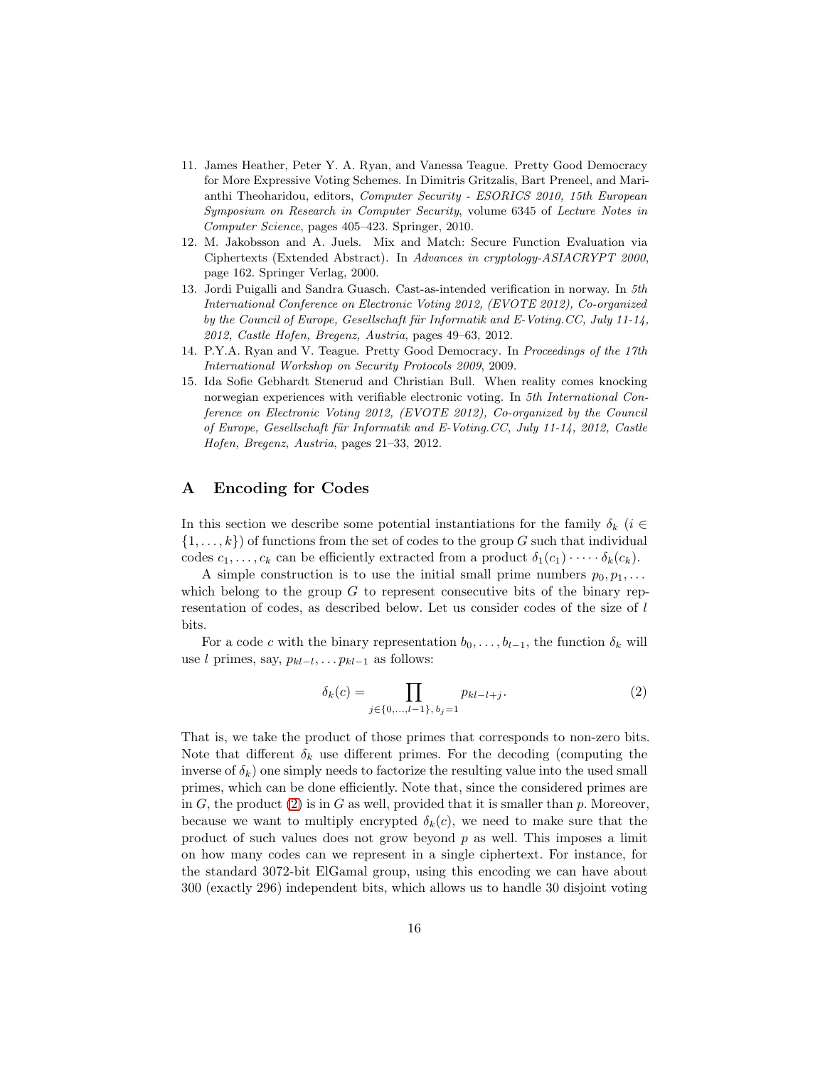11. James Heather, Peter Y. A. Ryan, and Vanessa Teague. Pretty Good Democracy for More Expressive Voting Schemes. In Dimitris Gritzalis, Bart Preneel, and Marianthi Theoharidou, editors, *Computer Security - ESORICS 2010, 15th European Symposium on Research in Computer Security*, volume 6345 of *Lecture Notes in Computer Science*, pages 405–423. Springer, 2010.
12. M. Jakobsson and A. Juels. Mix and Match: Secure Function Evaluation via Ciphertexts (Extended Abstract). In *Advances in cryptology-ASIACRYPT 2000*, page 162. Springer Verlag, 2000.
13. Jordi Puigalli and Sandra Guasch. Cast-as-intended verification in norway. In *5th International Conference on Electronic Voting 2012, (EVOTE 2012), Co-organized by the Council of Europe, Gesellschaft für Informatik and E-Voting.CC, July 11-14, 2012, Castle Hofen, Bregenz, Austria*, pages 49–63, 2012.
14. P.Y.A. Ryan and V. Teague. Pretty Good Democracy. In *Proceedings of the 17th International Workshop on Security Protocols 2009*, 2009.
15. Ida Sofie Gebhardt Stenerud and Christian Bull. When reality comes knocking norwegian experiences with verifiable electronic voting. In *5th International Conference on Electronic Voting 2012, (EVOTE 2012), Co-organized by the Council of Europe, Gesellschaft für Informatik and E-Voting.CC, July 11-14, 2012, Castle Hofen, Bregenz, Austria*, pages 21–33, 2012.

# A Encoding for Codes

In this section we describe some potential instantiations for the family $\delta_k$ ($i \in \{1, \ldots, k\}$) of functions from the set of codes to the group $G$ such that individual codes $c_1, \ldots, c_k$ can be efficiently extracted from a product $\delta_1(c_1) \cdot \cdots \cdot \delta_k(c_k)$.

A simple construction is to use the initial small prime numbers $p_0, p_1, \ldots$ which belong to the group $G$ to represent consecutive bits of the binary representation of codes, as described below. Let us consider codes of the size of $l$ bits.

For a code $c$ with the binary representation $b_0, \ldots, b_{l-1}$, the function $\delta_k$ will use $l$ primes, say, $p_{kl-l}, \ldots p_{kl-1}$ as follows:

$$\delta_k(c) = \prod_{j \in \{0,\ldots,l-1\},\, b_j=1} p_{kl-l+j}. \tag{2}$$

That is, we take the product of those primes that corresponds to non-zero bits. Note that different $\delta_k$ use different primes. For the decoding (computing the inverse of $\delta_k$) one simply needs to factorize the resulting value into the used small primes, which can be done efficiently. Note that, since the considered primes are in $G$, the product (2) is in $G$ as well, provided that it is smaller than $p$. Moreover, because we want to multiply encrypted $\delta_k(c)$, we need to make sure that the product of such values does not grow beyond $p$ as well. This imposes a limit on how many codes can we represent in a single ciphertext. For instance, for the standard 3072-bit ElGamal group, using this encoding we can have about 300 (exactly 296) independent bits, which allows us to handle 30 disjoint voting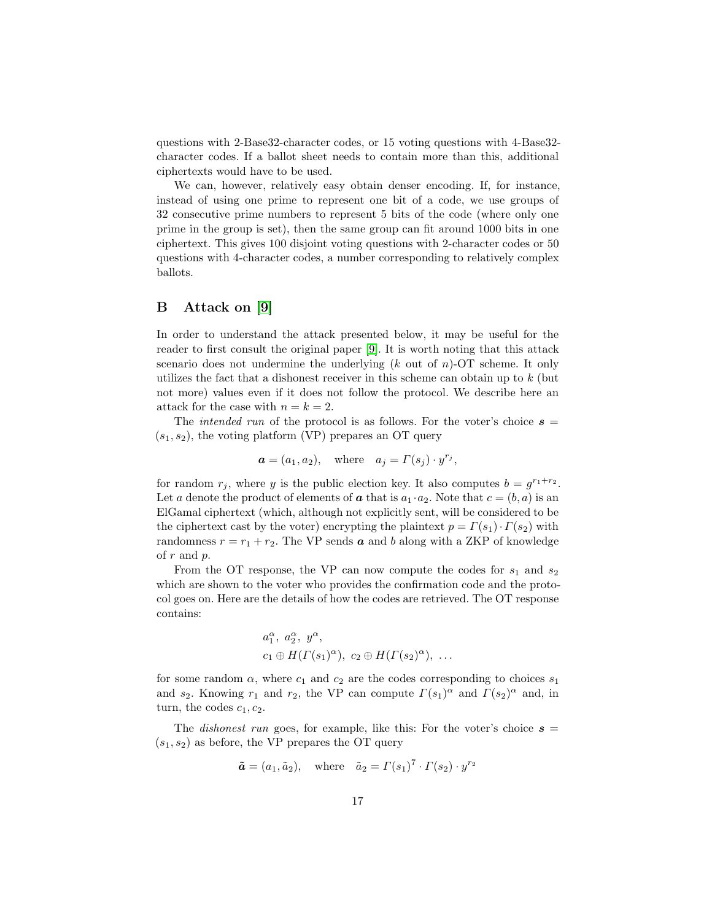questions with 2-Base32-character codes, or 15 voting questions with 4-Base32-character codes. If a ballot sheet needs to contain more than this, additional ciphertexts would have to be used.

We can, however, relatively easy obtain denser encoding. If, for instance, instead of using one prime to represent one bit of a code, we use groups of 32 consecutive prime numbers to represent 5 bits of the code (where only one prime in the group is set), then the same group can fit around 1000 bits in one ciphertext. This gives 100 disjoint voting questions with 2-character codes or 50 questions with 4-character codes, a number corresponding to relatively complex ballots.

## B Attack on [9]

In order to understand the attack presented below, it may be useful for the reader to first consult the original paper [9]. It is worth noting that this attack scenario does not undermine the underlying ($k$ out of $n$)-OT scheme. It only utilizes the fact that a dishonest receiver in this scheme can obtain up to $k$ (but not more) values even if it does not follow the protocol. We describe here an attack for the case with $n = k = 2$.

The *intended run* of the protocol is as follows. For the voter's choice $\boldsymbol{s} = (s_1, s_2)$, the voting platform (VP) prepares an OT query

$$\boldsymbol{a} = (a_1, a_2), \quad \text{where} \quad a_j = \Gamma(s_j) \cdot y^{r_j},$$

for random $r_j$, where $y$ is the public election key. It also computes $b = g^{r_1+r_2}$. Let $a$ denote the product of elements of $\boldsymbol{a}$ that is $a_1 \cdot a_2$. Note that $c = (b, a)$ is an ElGamal ciphertext (which, although not explicitly sent, will be considered to be the ciphertext cast by the voter) encrypting the plaintext $p = \Gamma(s_1) \cdot \Gamma(s_2)$ with randomness $r = r_1 + r_2$. The VP sends $\boldsymbol{a}$ and $b$ along with a ZKP of knowledge of $r$ and $p$.

From the OT response, the VP can now compute the codes for $s_1$ and $s_2$ which are shown to the voter who provides the confirmation code and the protocol goes on. Here are the details of how the codes are retrieved. The OT response contains:

$$\begin{aligned}
&a_1^\alpha,\ a_2^\alpha,\ y^\alpha, \\
&c_1 \oplus H(\Gamma(s_1)^\alpha),\ c_2 \oplus H(\Gamma(s_2)^\alpha),\ \ldots
\end{aligned}$$

for some random $\alpha$, where $c_1$ and $c_2$ are the codes corresponding to choices $s_1$ and $s_2$. Knowing $r_1$ and $r_2$, the VP can compute $\Gamma(s_1)^\alpha$ and $\Gamma(s_2)^\alpha$ and, in turn, the codes $c_1, c_2$.

The *dishonest run* goes, for example, like this: For the voter's choice $\boldsymbol{s} = (s_1, s_2)$ as before, the VP prepares the OT query

$$\tilde{\boldsymbol{a}} = (a_1, \tilde{a}_2), \quad \text{where} \quad \tilde{a}_2 = \Gamma(s_1)^7 \cdot \Gamma(s_2) \cdot y^{r_2}$$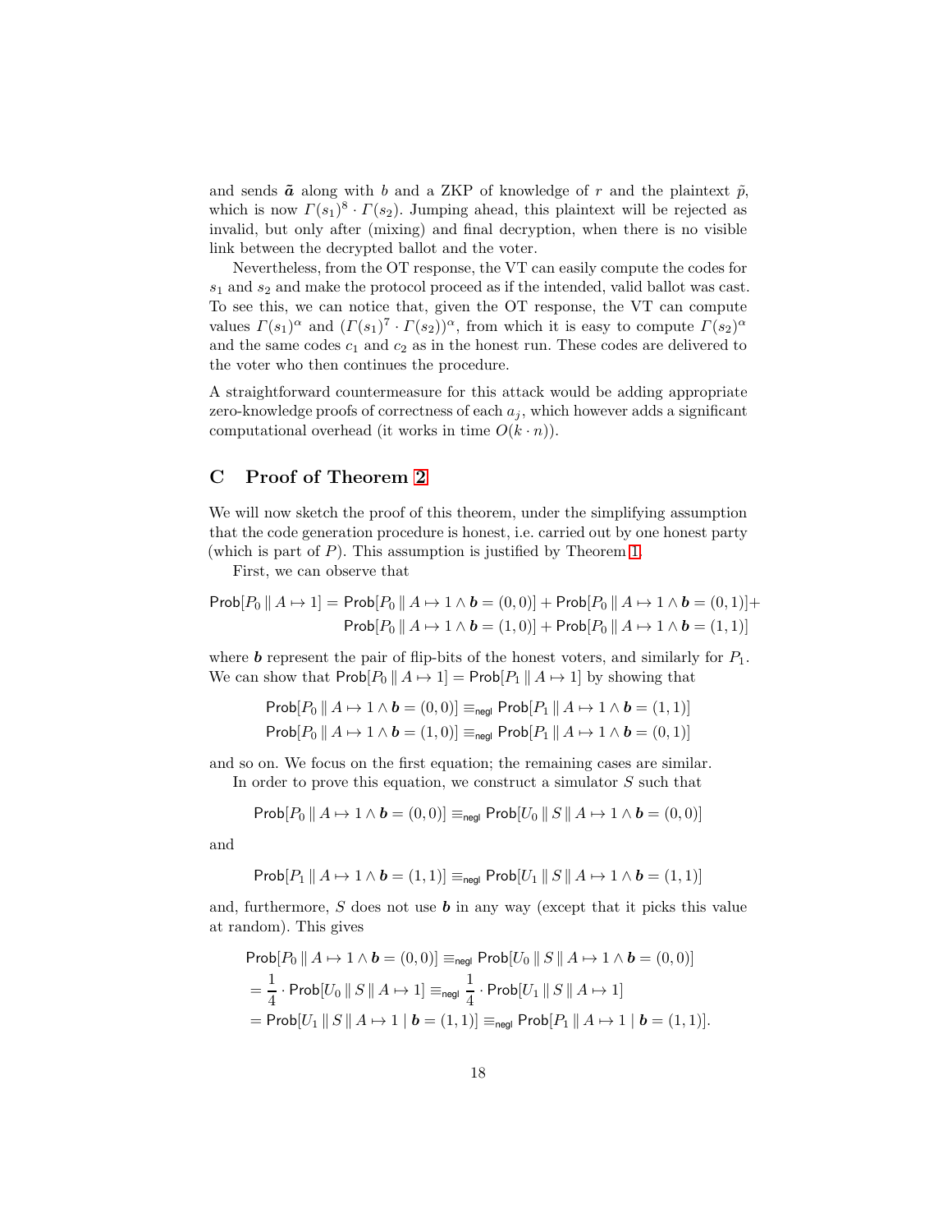and sends $\tilde{\boldsymbol{a}}$ along with $b$ and a ZKP of knowledge of $r$ and the plaintext $\tilde{p}$, which is now $\Gamma(s_1)^8 \cdot \Gamma(s_2)$. Jumping ahead, this plaintext will be rejected as invalid, but only after (mixing) and final decryption, when there is no visible link between the decrypted ballot and the voter.

Nevertheless, from the OT response, the VT can easily compute the codes for $s_1$ and $s_2$ and make the protocol proceed as if the intended, valid ballot was cast. To see this, we can notice that, given the OT response, the VT can compute values $\Gamma(s_1)^\alpha$ and $(\Gamma(s_1)^7 \cdot \Gamma(s_2))^\alpha$, from which it is easy to compute $\Gamma(s_2)^\alpha$ and the same codes $c_1$ and $c_2$ as in the honest run. These codes are delivered to the voter who then continues the procedure.

A straightforward countermeasure for this attack would be adding appropriate zero-knowledge proofs of correctness of each $a_j$, which however adds a significant computational overhead (it works in time $O(k \cdot n)$).

## C Proof of Theorem 2

We will now sketch the proof of this theorem, under the simplifying assumption that the code generation procedure is honest, i.e. carried out by one honest party (which is part of $P$). This assumption is justified by Theorem 1.

First, we can observe that

$$\begin{aligned}\mathsf{Prob}[P_0 \,\|\, A \mapsto 1] = \mathsf{Prob}[P_0 \,\|\, A \mapsto 1 \wedge \boldsymbol{b} = (0,0)] + \mathsf{Prob}[P_0 \,\|\, A \mapsto 1 \wedge \boldsymbol{b} = (0,1)] + \\ \mathsf{Prob}[P_0 \,\|\, A \mapsto 1 \wedge \boldsymbol{b} = (1,0)] + \mathsf{Prob}[P_0 \,\|\, A \mapsto 1 \wedge \boldsymbol{b} = (1,1)]\end{aligned}$$

where $\boldsymbol{b}$ represent the pair of flip-bits of the honest voters, and similarly for $P_1$. We can show that $\mathsf{Prob}[P_0 \,\|\, A \mapsto 1] = \mathsf{Prob}[P_1 \,\|\, A \mapsto 1]$ by showing that

$$\begin{aligned}\mathsf{Prob}[P_0 \,\|\, A \mapsto 1 \wedge \boldsymbol{b} = (0,0)] \equiv_{\mathsf{negl}} \mathsf{Prob}[P_1 \,\|\, A \mapsto 1 \wedge \boldsymbol{b} = (1,1)] \\ \mathsf{Prob}[P_0 \,\|\, A \mapsto 1 \wedge \boldsymbol{b} = (1,0)] \equiv_{\mathsf{negl}} \mathsf{Prob}[P_1 \,\|\, A \mapsto 1 \wedge \boldsymbol{b} = (0,1)]\end{aligned}$$

and so on. We focus on the first equation; the remaining cases are similar.

In order to prove this equation, we construct a simulator $S$ such that

$$\mathsf{Prob}[P_0 \,\|\, A \mapsto 1 \wedge \boldsymbol{b} = (0,0)] \equiv_{\mathsf{negl}} \mathsf{Prob}[U_0 \,\|\, S \,\|\, A \mapsto 1 \wedge \boldsymbol{b} = (0,0)]$$

and

$$\mathsf{Prob}[P_1 \,\|\, A \mapsto 1 \wedge \boldsymbol{b} = (1,1)] \equiv_{\mathsf{negl}} \mathsf{Prob}[U_1 \,\|\, S \,\|\, A \mapsto 1 \wedge \boldsymbol{b} = (1,1)]$$

and, furthermore, $S$ does not use $\boldsymbol{b}$ in any way (except that it picks this value at random). This gives

$$\begin{aligned}&\mathsf{Prob}[P_0 \,\|\, A \mapsto 1 \wedge \boldsymbol{b} = (0,0)] \equiv_{\mathsf{negl}} \mathsf{Prob}[U_0 \,\|\, S \,\|\, A \mapsto 1 \wedge \boldsymbol{b} = (0,0)] \\ &= \frac{1}{4} \cdot \mathsf{Prob}[U_0 \,\|\, S \,\|\, A \mapsto 1] \equiv_{\mathsf{negl}} \frac{1}{4} \cdot \mathsf{Prob}[U_1 \,\|\, S \,\|\, A \mapsto 1] \\ &= \mathsf{Prob}[U_1 \,\|\, S \,\|\, A \mapsto 1 \mid \boldsymbol{b} = (1,1)] \equiv_{\mathsf{negl}} \mathsf{Prob}[P_1 \,\|\, A \mapsto 1 \mid \boldsymbol{b} = (1,1)].\end{aligned}$$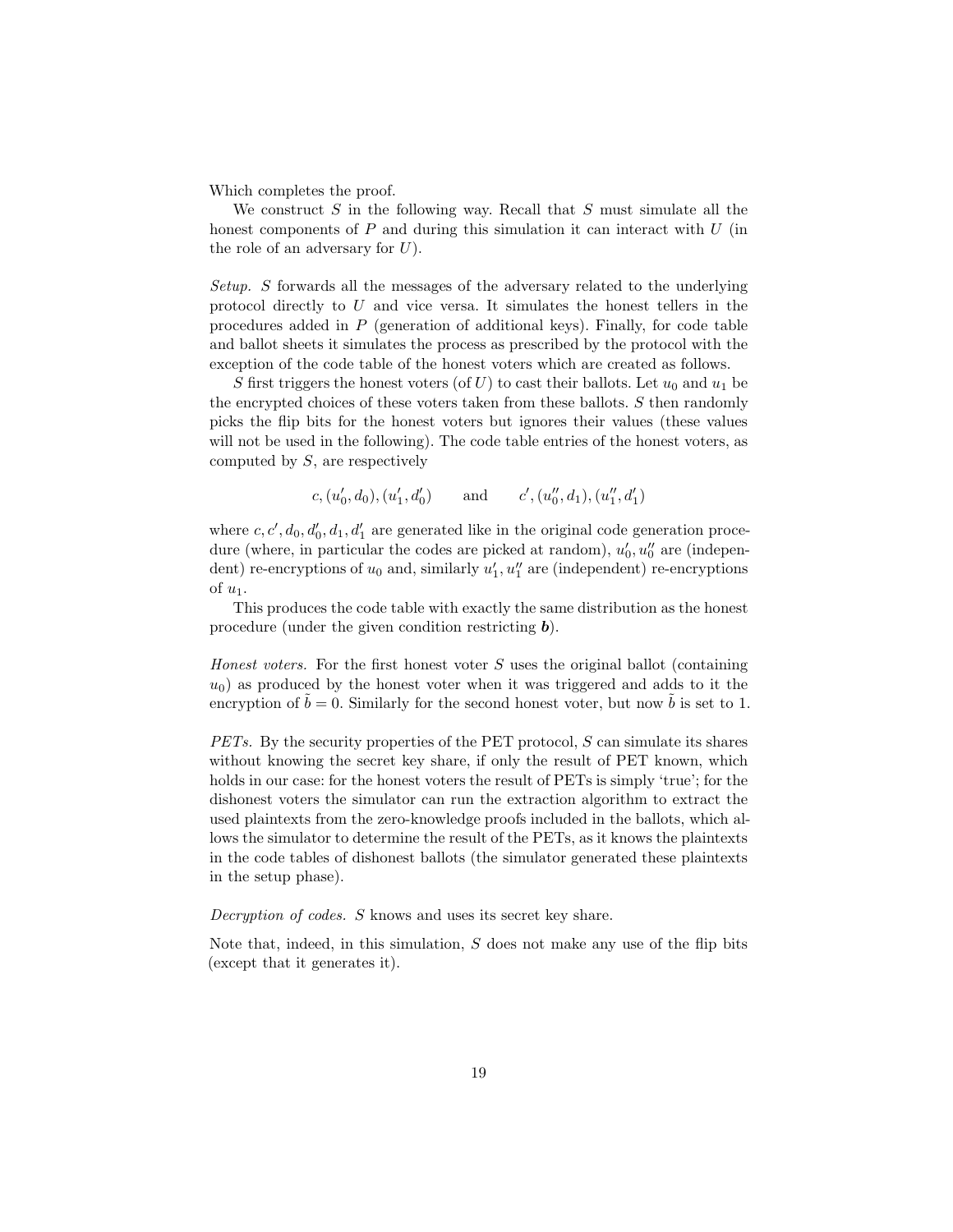Which completes the proof.

We construct $S$ in the following way. Recall that $S$ must simulate all the honest components of $P$ and during this simulation it can interact with $U$ (in the role of an adversary for $U$).

*Setup.* $S$ forwards all the messages of the adversary related to the underlying protocol directly to $U$ and vice versa. It simulates the honest tellers in the procedures added in $P$ (generation of additional keys). Finally, for code table and ballot sheets it simulates the process as prescribed by the protocol with the exception of the code table of the honest voters which are created as follows.

$S$ first triggers the honest voters (of $U$) to cast their ballots. Let $u_0$ and $u_1$ be the encrypted choices of these voters taken from these ballots. $S$ then randomly picks the flip bits for the honest voters but ignores their values (these values will not be used in the following). The code table entries of the honest voters, as computed by $S$, are respectively

$$c, (u_0', d_0), (u_1', d_0') \qquad \text{and} \qquad c', (u_0'', d_1), (u_1'', d_1')$$

where $c, c', d_0, d_0', d_1, d_1'$ are generated like in the original code generation procedure (where, in particular the codes are picked at random), $u_0', u_0''$ are (independent) re-encryptions of $u_0$ and, similarly $u_1', u_1''$ are (independent) re-encryptions of $u_1$.

This produces the code table with exactly the same distribution as the honest procedure (under the given condition restricting $\boldsymbol{b}$).

*Honest voters.* For the first honest voter $S$ uses the original ballot (containing $u_0$) as produced by the honest voter when it was triggered and adds to it the encryption of $\tilde{b} = 0$. Similarly for the second honest voter, but now $\tilde{b}$ is set to 1.

*PETs.* By the security properties of the PET protocol, $S$ can simulate its shares without knowing the secret key share, if only the result of PET known, which holds in our case: for the honest voters the result of PETs is simply 'true'; for the dishonest voters the simulator can run the extraction algorithm to extract the used plaintexts from the zero-knowledge proofs included in the ballots, which allows the simulator to determine the result of the PETs, as it knows the plaintexts in the code tables of dishonest ballots (the simulator generated these plaintexts in the setup phase).

*Decryption of codes.* $S$ knows and uses its secret key share.

Note that, indeed, in this simulation, $S$ does not make any use of the flip bits (except that it generates it).